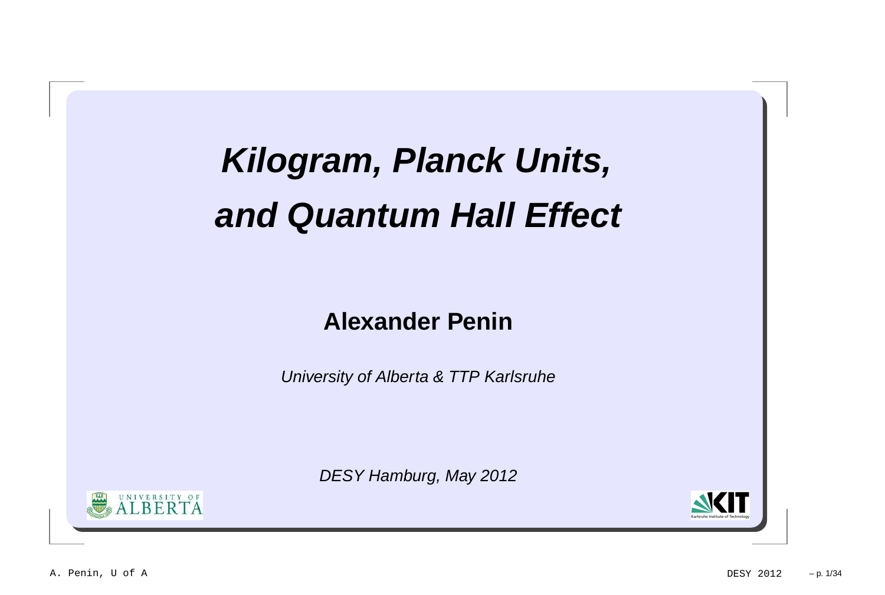# *Kilogram, Planck Units, and Quantum Hall Effect*

**Alexander Penin**

*University of Alberta & TTP Karlsruhe*

*DESY Hamburg, May 2012*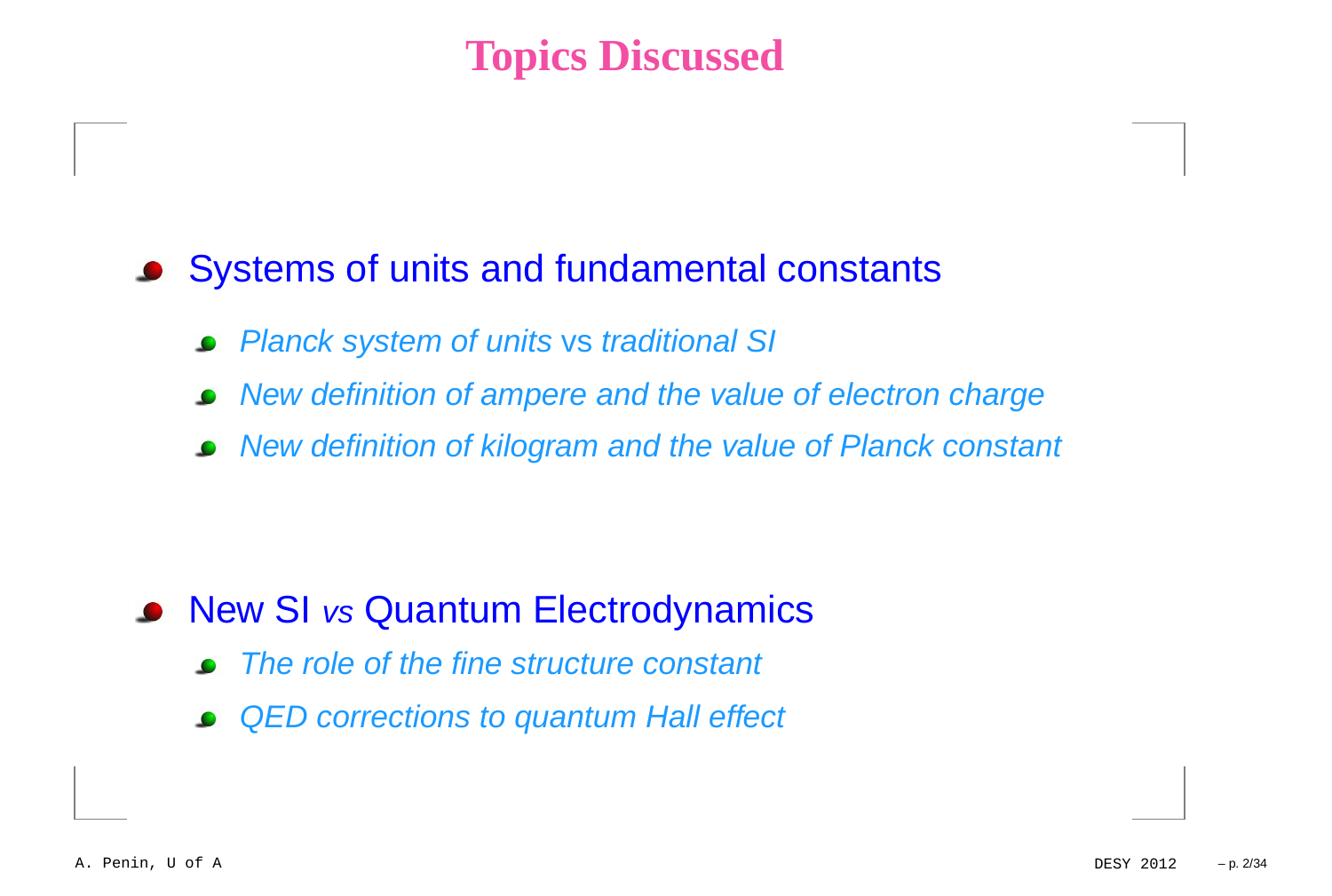# Topics Discussed

- Systems of units and fundamental constants
  - *Planck system of units* vs *traditional SI*
  - *New definition of ampere and the value of electron charge*
  - *New definition of kilogram and the value of Planck constant*

- New SI *vs* Quantum Electrodynamics
  - *The role of the fine structure constant*
  - *QED corrections to quantum Hall effect*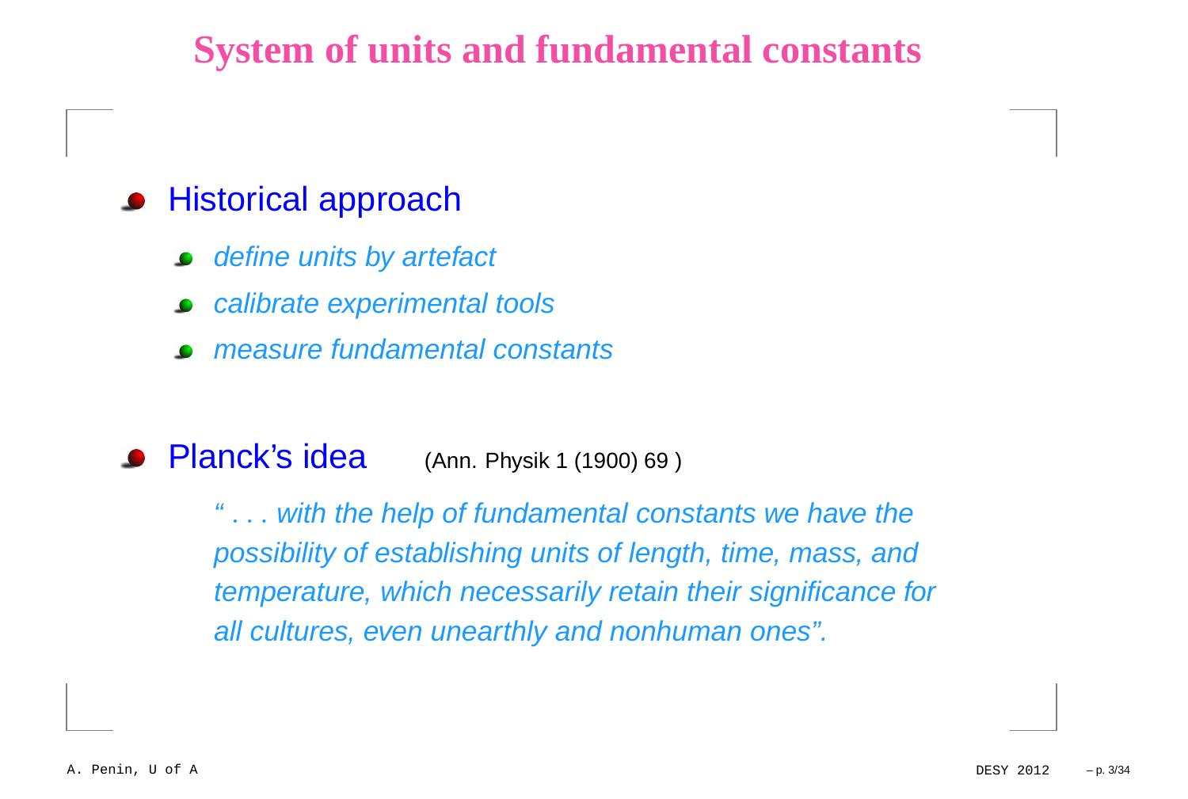# System of units and fundamental constants

- Historical approach
  - *define units by artefact*
  - *calibrate experimental tools*
  - *measure fundamental constants*

- Planck's idea (Ann. Physik 1 (1900) 69 )

  *" . . . with the help of fundamental constants we have the possibility of establishing units of length, time, mass, and temperature, which necessarily retain their significance for all cultures, even unearthly and nonhuman ones".*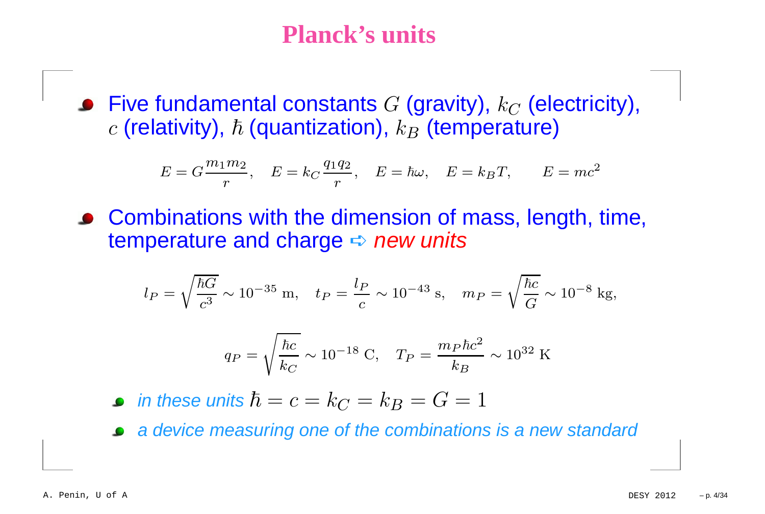# Planck's units

- Five fundamental constants $G$ (gravity), $k_C$ (electricity), $c$ (relativity), $\hbar$ (quantization), $k_B$ (temperature)

$$E = G\frac{m_1 m_2}{r}, \quad E = k_C\frac{q_1 q_2}{r}, \quad E = \hbar\omega, \quad E = k_B T, \qquad E = mc^2$$

- Combinations with the dimension of mass, length, time, temperature and charge ➪ *new units*

$$l_P = \sqrt{\frac{\hbar G}{c^3}} \sim 10^{-35}\ \mathrm{m}, \quad t_P = \frac{l_P}{c} \sim 10^{-43}\ \mathrm{s}, \quad m_P = \sqrt{\frac{\hbar c}{G}} \sim 10^{-8}\ \mathrm{kg},$$

$$q_P = \sqrt{\frac{\hbar c}{k_C}} \sim 10^{-18}\ \mathrm{C}, \quad T_P = \frac{m_P \hbar c^2}{k_B} \sim 10^{32}\ \mathrm{K}$$

  - *in these units* $\hbar = c = k_C = k_B = G = 1$
  - *a device measuring one of the combinations is a new standard*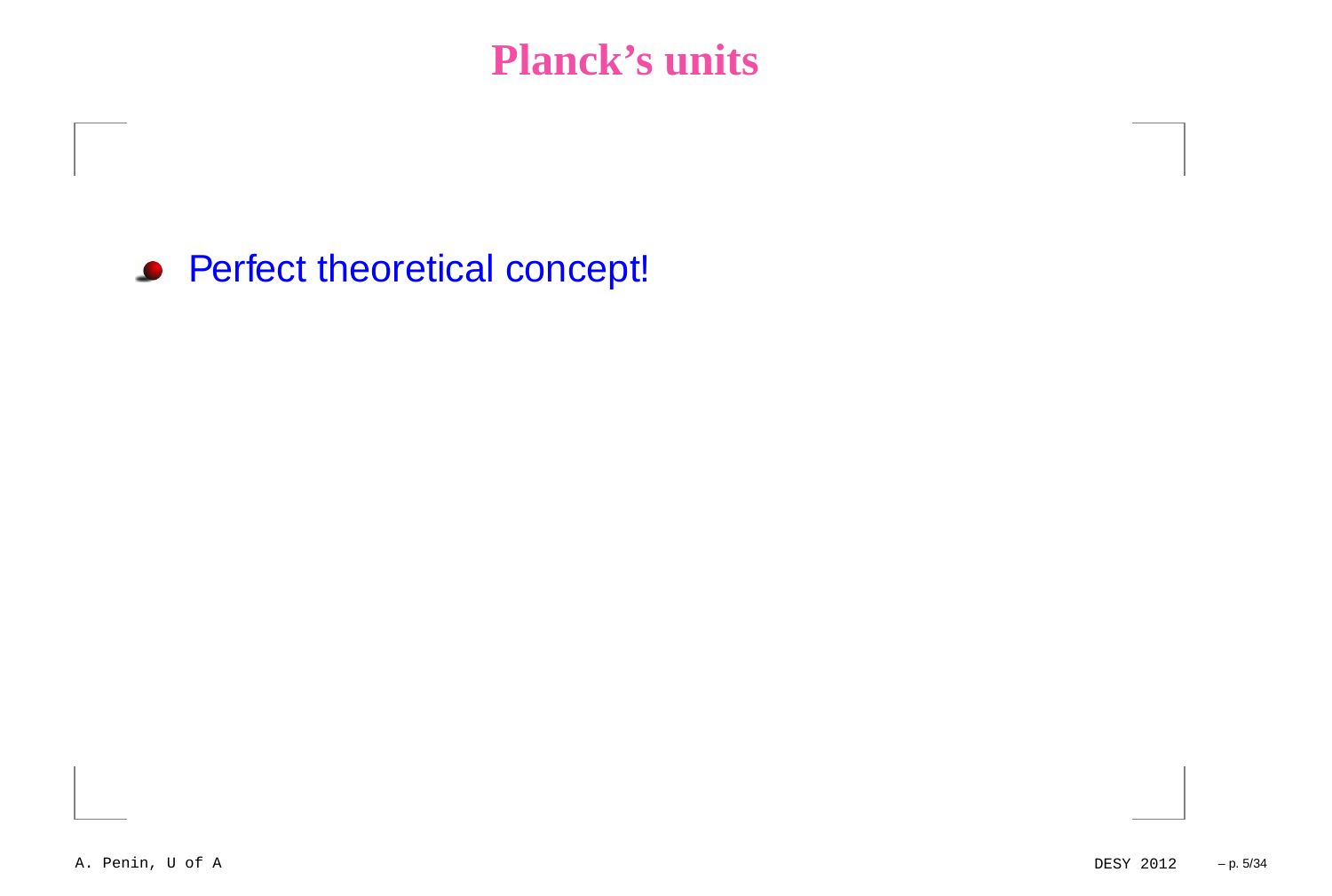# Planck's units

- Perfect theoretical concept!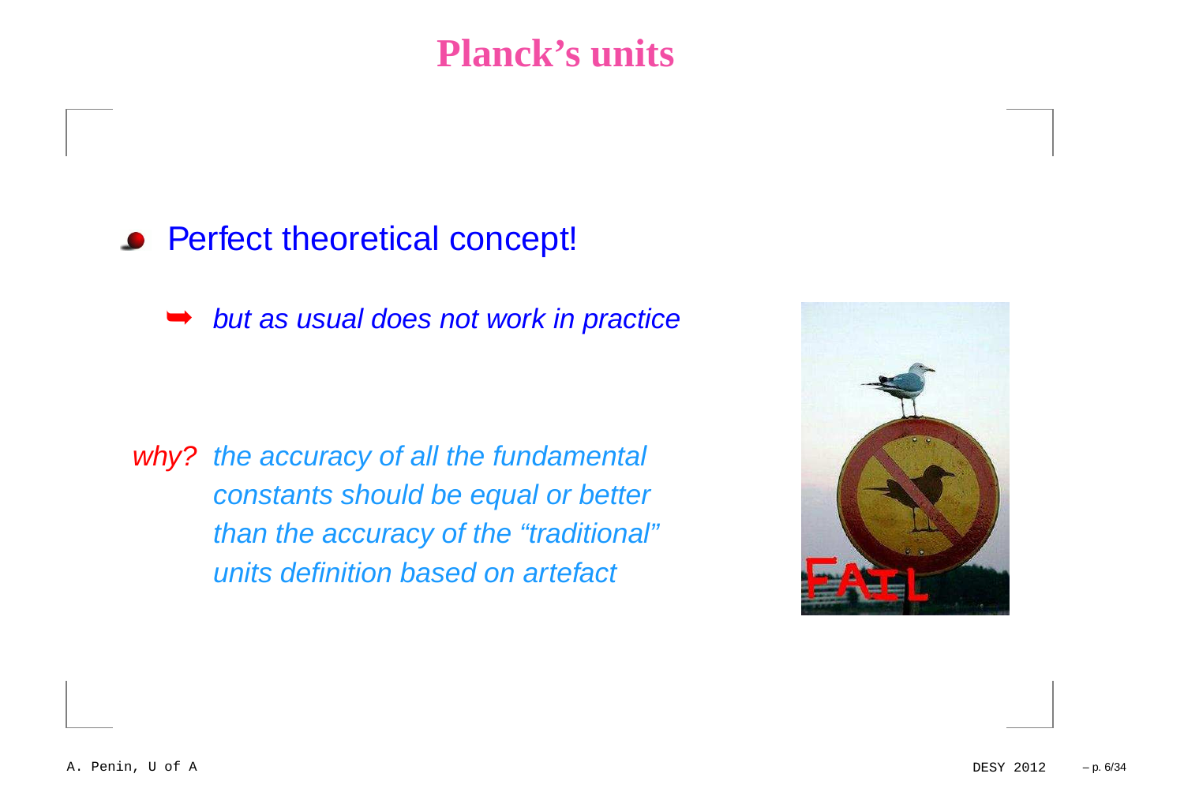# Planck's units

- Perfect theoretical concept!

  ➥ *but as usual does not work in practice*

*why?* *the accuracy of all the fundamental constants should be equal or better than the accuracy of the "traditional" units definition based on artefact*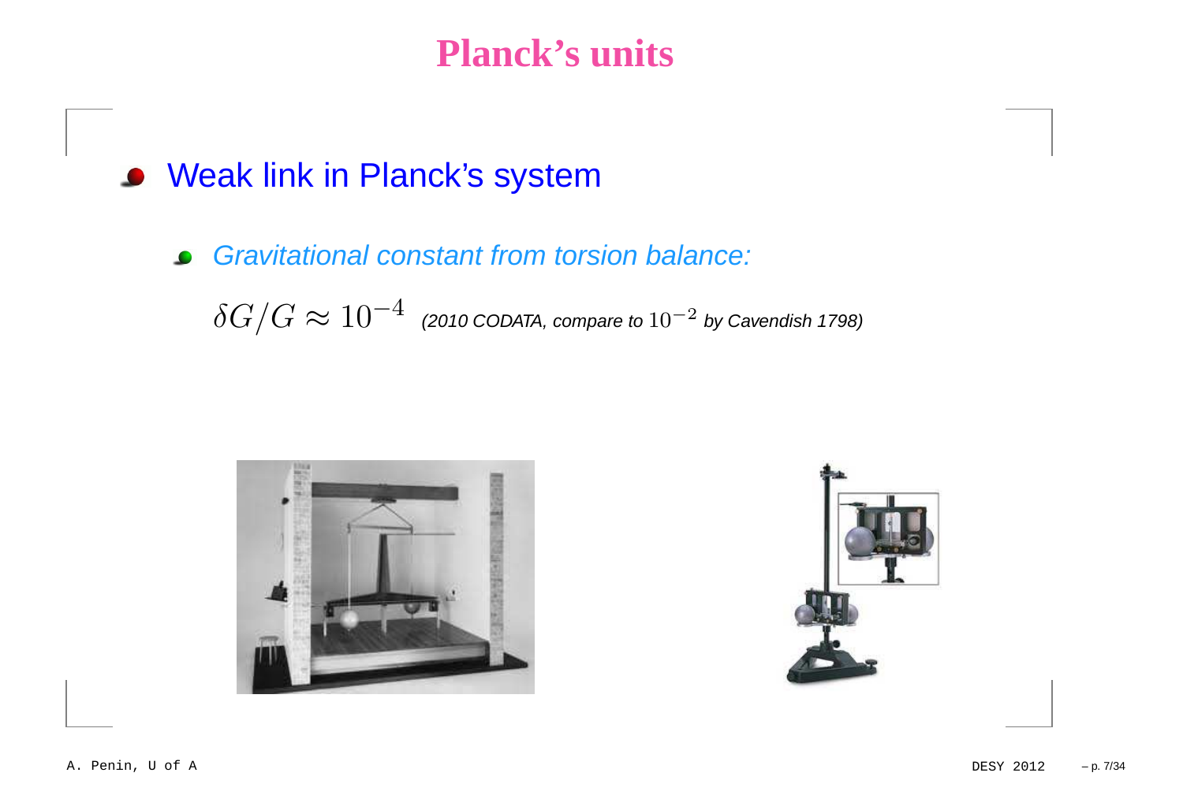# Planck's units

- Weak link in Planck's system

  - *Gravitational constant from torsion balance:*

    $\delta G/G \approx 10^{-4}$ *(2010 CODATA, compare to $10^{-2}$ by Cavendish 1798)*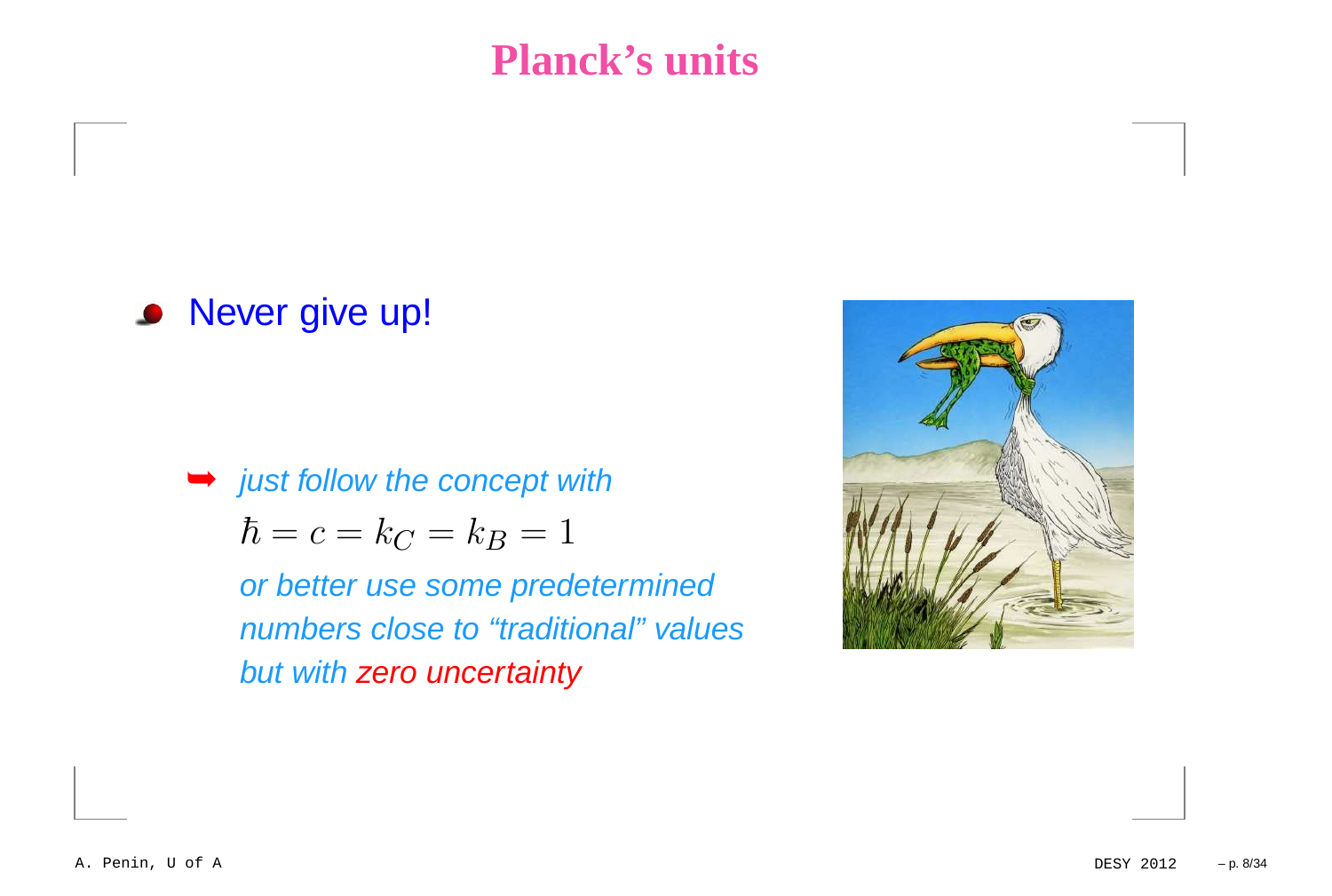# Planck's units

- Never give up!

  ➥ *just follow the concept with*

  $\hbar = c = k_C = k_B = 1$

  *or better use some predetermined numbers close to "traditional" values but with zero uncertainty*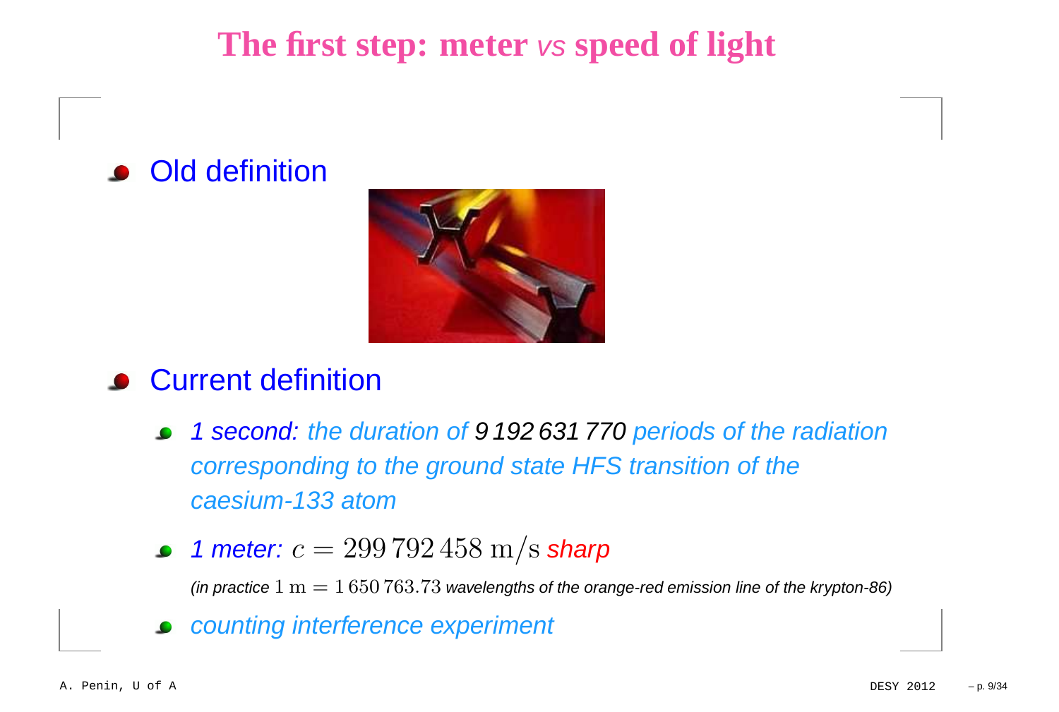# The first step: meter *vs* speed of light

- Old definition

- Current definition
  - *1 second: the duration of 9 192 631 770 periods of the radiation corresponding to the ground state HFS transition of the caesium-133 atom*
  - *1 meter:* $c = 299\,792\,458\ \mathrm{m/s}$ *sharp*

    *(in practice* $1\ \mathrm{m} = 1\,650\,763.73$ *wavelengths of the orange-red emission line of the krypton-86)*
  - *counting interference experiment*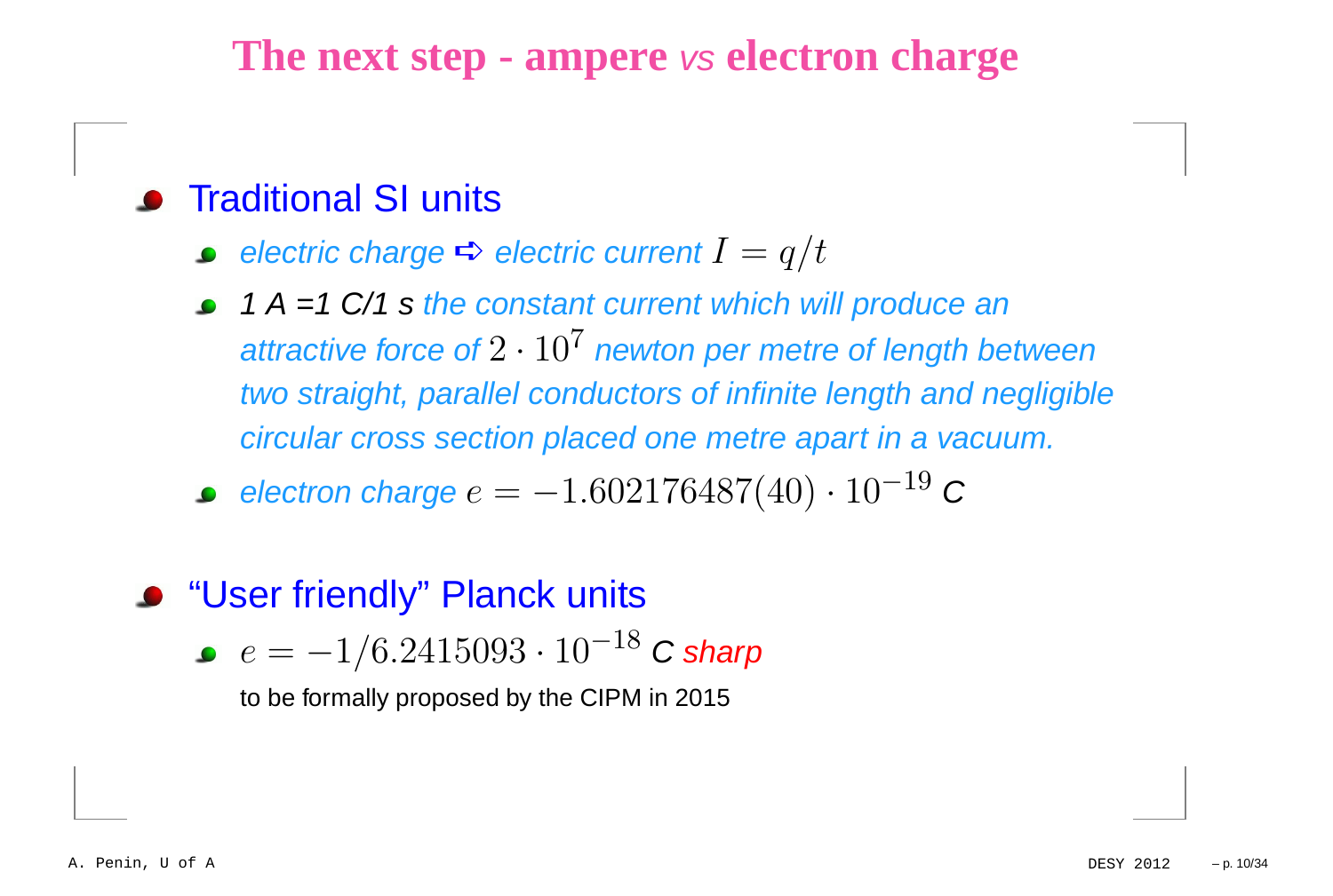# The next step - ampere *vs* electron charge

- Traditional SI units
  - *electric charge* ➪ *electric current* $I = q/t$
  - *1 A =1 C/1 s the constant current which will produce an attractive force of* $2 \cdot 10^{7}$ *newton per metre of length between two straight, parallel conductors of infinite length and negligible circular cross section placed one metre apart in a vacuum.*
  - *electron charge* $e = -1.602176487(40) \cdot 10^{-19}$ *C*

- “User friendly” Planck units
  - $e = -1/6.2415093 \cdot 10^{-18}$ *C sharp*

    to be formally proposed by the CIPM in 2015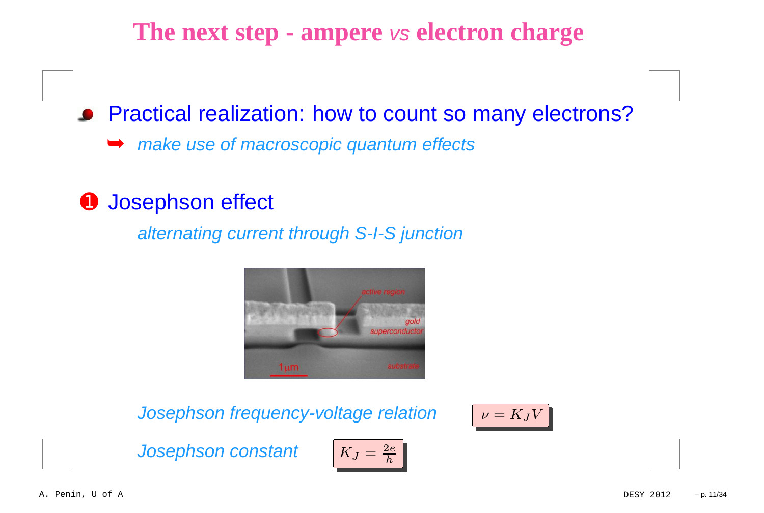# The next step - ampere *vs* electron charge

- Practical realization: how to count so many electrons?
  - ➥ *make use of macroscopic quantum effects*

❶ Josephson effect

*alternating current through S-I-S junction*

*Josephson frequency-voltage relation* $\nu = K_J V$

*Josephson constant* $K_J = \frac{2e}{h}$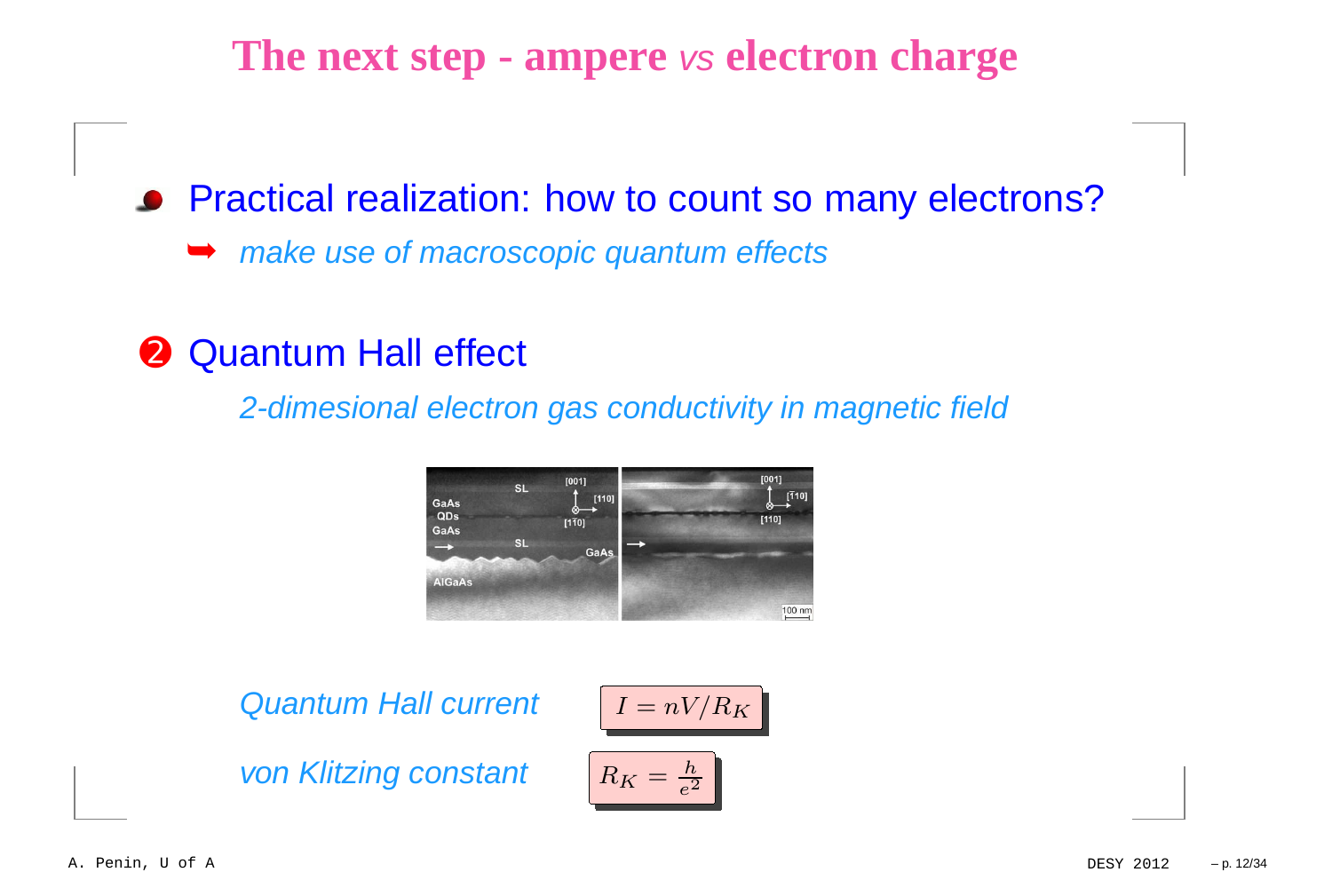# The next step - ampere *vs* electron charge

- Practical realization: how to count so many electrons?
  - ➥ *make use of macroscopic quantum effects*

## ❷ Quantum Hall effect

*2-dimesional electron gas conductivity in magnetic field*

*Quantum Hall current* $I = nV/R_K$

*von Klitzing constant* $R_K = \frac{h}{e^2}$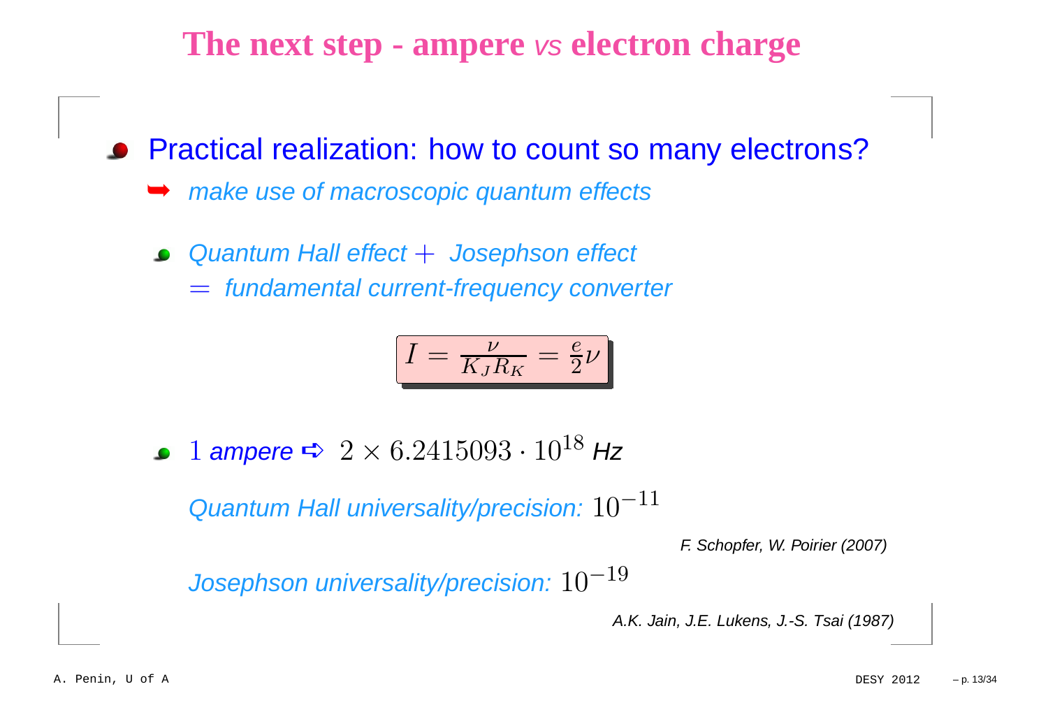# The next step - ampere *vs* electron charge

- Practical realization: how to count so many electrons?
  - ➥ *make use of macroscopic quantum effects*
  - *Quantum Hall effect* $+$ *Josephson effect* $=$ *fundamental current-frequency converter*

$$I = \frac{\nu}{K_J R_K} = \frac{e}{2}\nu$$

  - $1$ *ampere* ➪ $2 \times 6.2415093 \cdot 10^{18}$ *Hz*

    *Quantum Hall universality/precision:* $10^{-11}$

    *F. Schopfer, W. Poirier (2007)*

    *Josephson universality/precision:* $10^{-19}$

    *A.K. Jain, J.E. Lukens, J.-S. Tsai (1987)*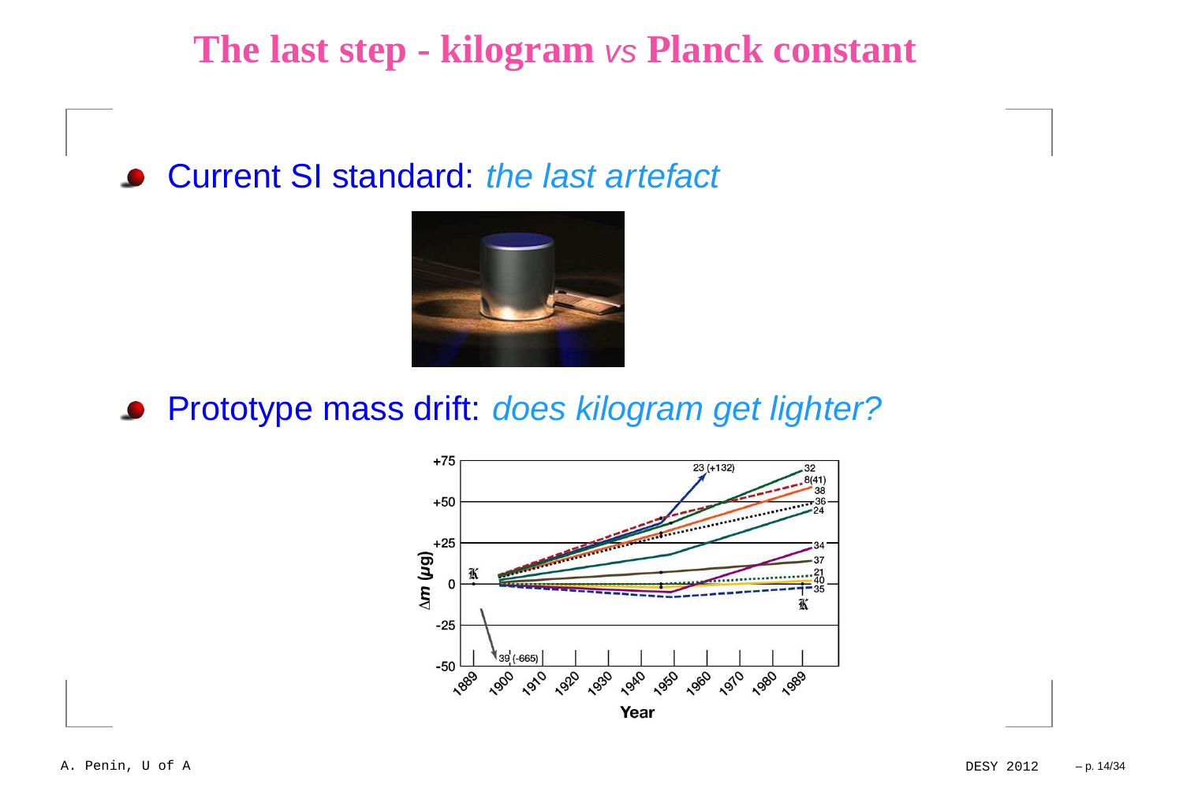# The last step - kilogram *vs* Planck constant

- Current SI standard: *the last artefact*

- Prototype mass drift: *does kilogram get lighter?*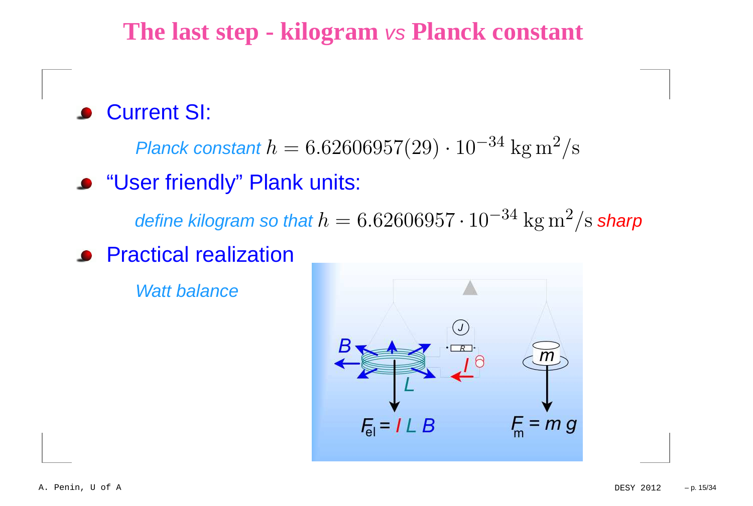# The last step - kilogram *vs* Planck constant

- Current SI:

  *Planck constant* $h = 6.62606957(29) \cdot 10^{-34}\,\mathrm{kg\,m^2/s}$

- "User friendly" Plank units:

  *define kilogram so that* $h = 6.62606957 \cdot 10^{-34}\,\mathrm{kg\,m^2/s}$ *sharp*

- Practical realization

  *Watt balance*

$F_{el} = I\,L\,B$

$F_m = m\,g$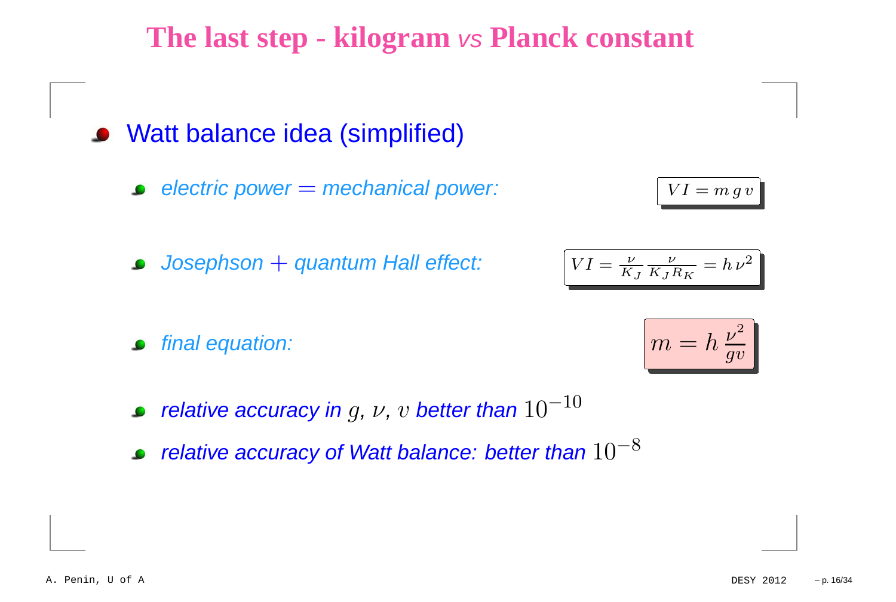# The last step - kilogram *vs* Planck constant

- Watt balance idea (simplified)
  - *electric power = mechanical power:*

    $$VI = m\,g\,v$$

  - *Josephson + quantum Hall effect:*

    $$VI = \frac{\nu}{K_J}\,\frac{\nu}{K_J R_K} = h\,\nu^2$$

  - *final equation:*

    $$m = h\,\frac{\nu^2}{gv}$$

  - *relative accuracy in* $g$, $\nu$, $v$ *better than* $10^{-10}$
  - *relative accuracy of Watt balance: better than* $10^{-8}$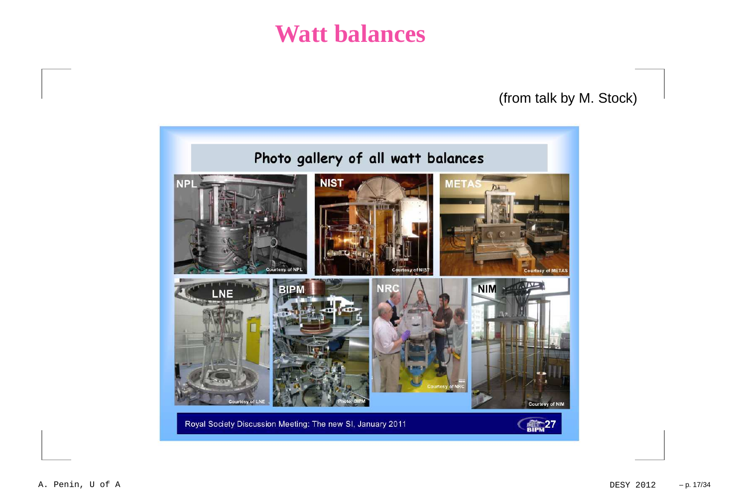# Watt balances

(from talk by M. Stock)

Photo gallery of all watt balances

NPL | NIST | METAS | LNE | BIPM | NRC | NIM

Royal Society Discussion Meeting: The new SI, January 2011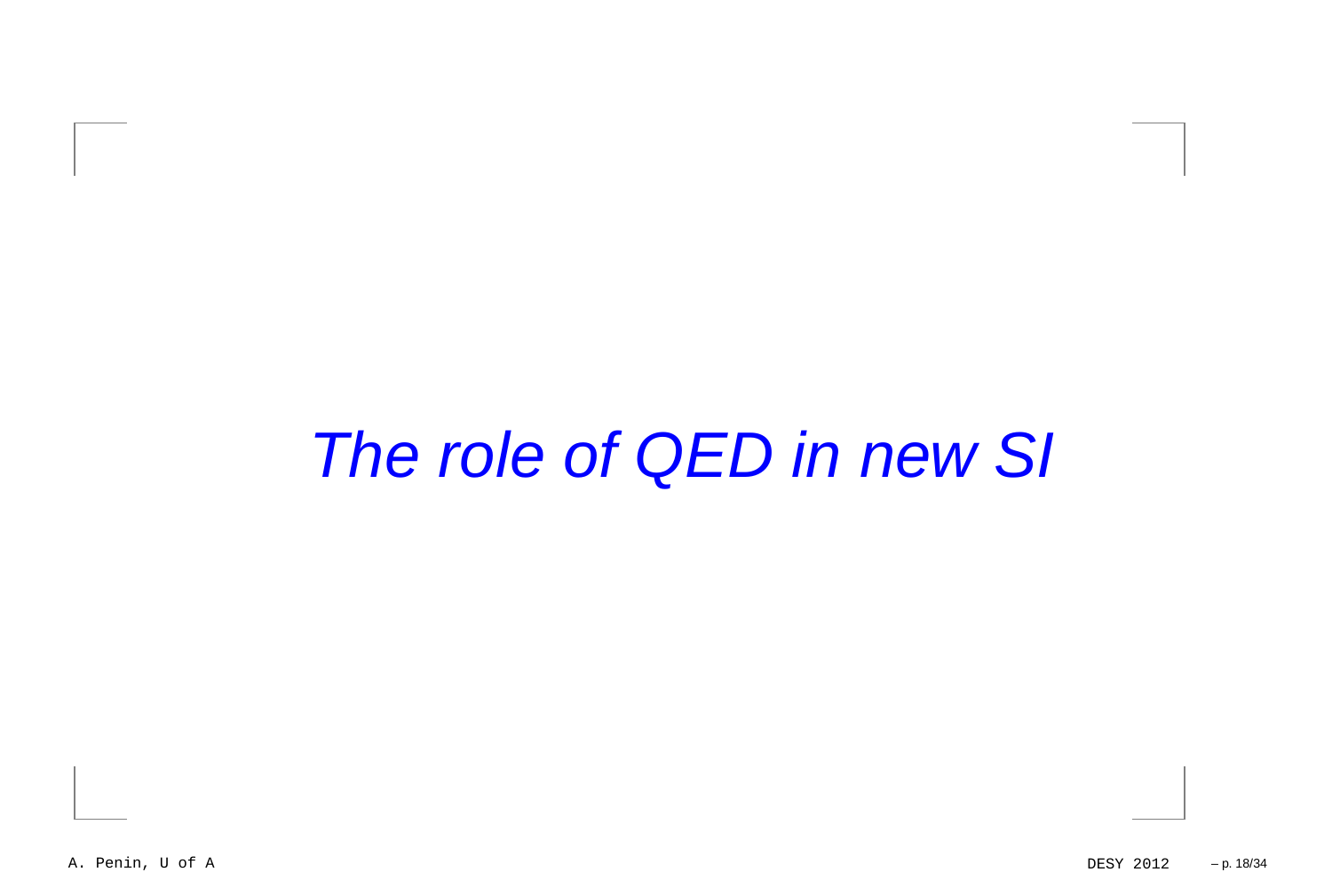# *The role of QED in new SI*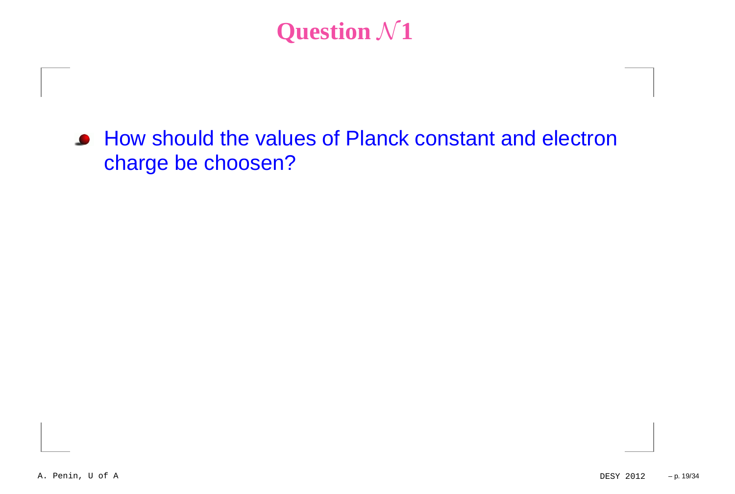# Question $\mathcal{N}$1

- How should the values of Planck constant and electron charge be choosen?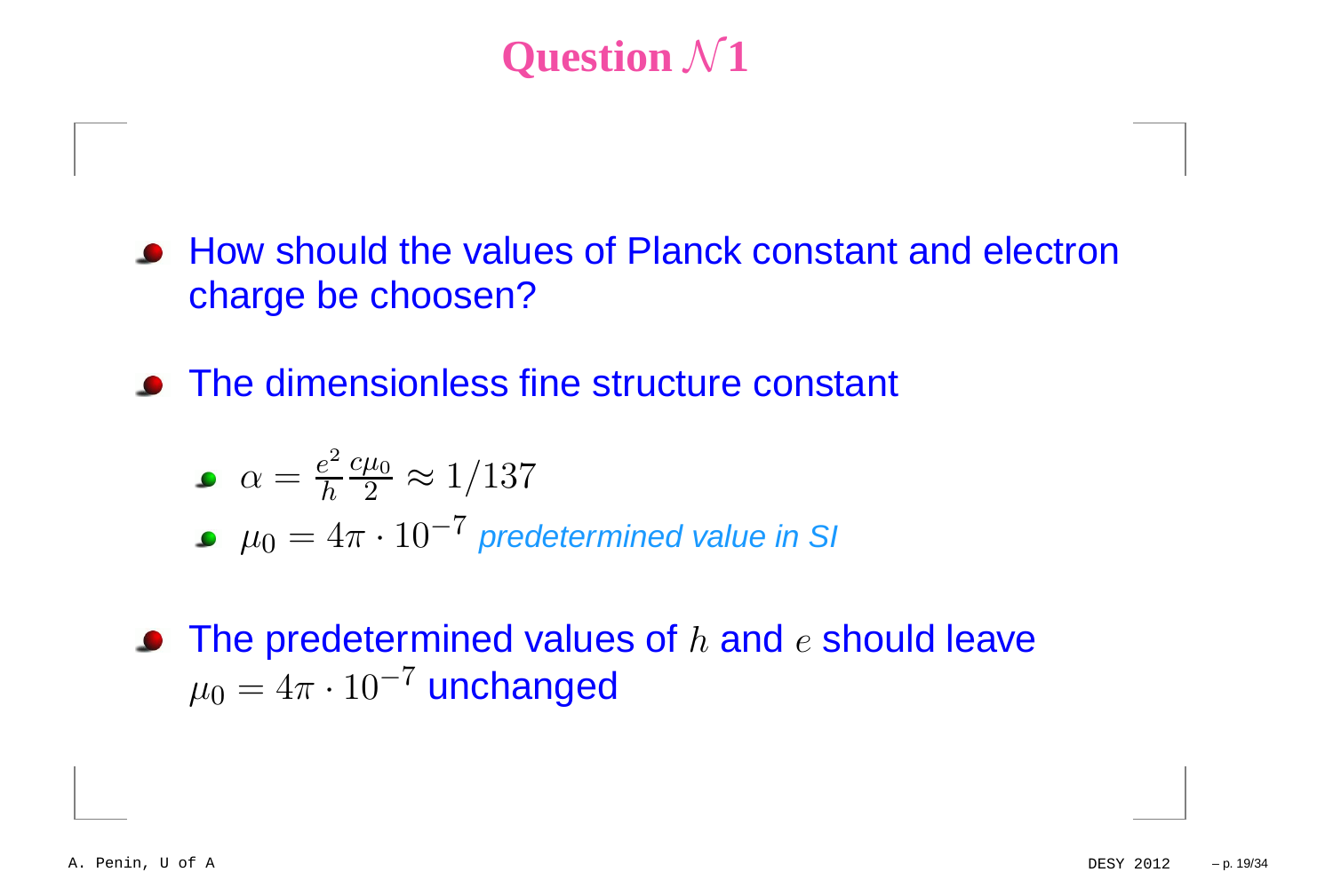# Question $\mathcal{N}$1

- How should the values of Planck constant and electron charge be choosen?
- The dimensionless fine structure constant
  - $\alpha = \frac{e^2}{h}\frac{c\mu_0}{2} \approx 1/137$
  - $\mu_0 = 4\pi \cdot 10^{-7}$ *predetermined value in SI*
- The predetermined values of $h$ and $e$ should leave $\mu_0 = 4\pi \cdot 10^{-7}$ unchanged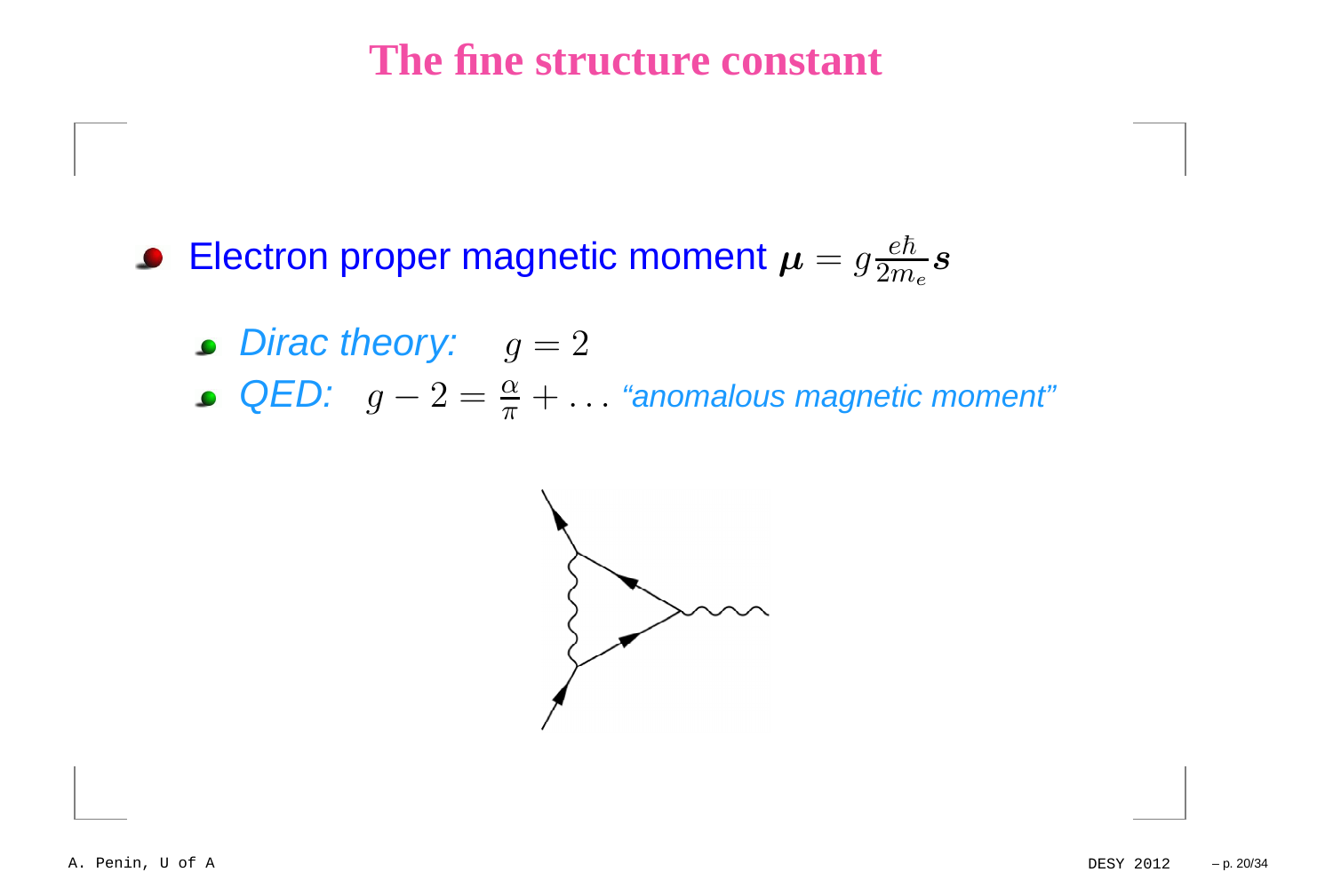# The fine structure constant

- Electron proper magnetic moment $\boldsymbol{\mu} = g\frac{e\hbar}{2m_e}\boldsymbol{s}$
  - *Dirac theory:* $g = 2$
  - *QED:* $g - 2 = \frac{\alpha}{\pi} + \ldots$ *"anomalous magnetic moment"*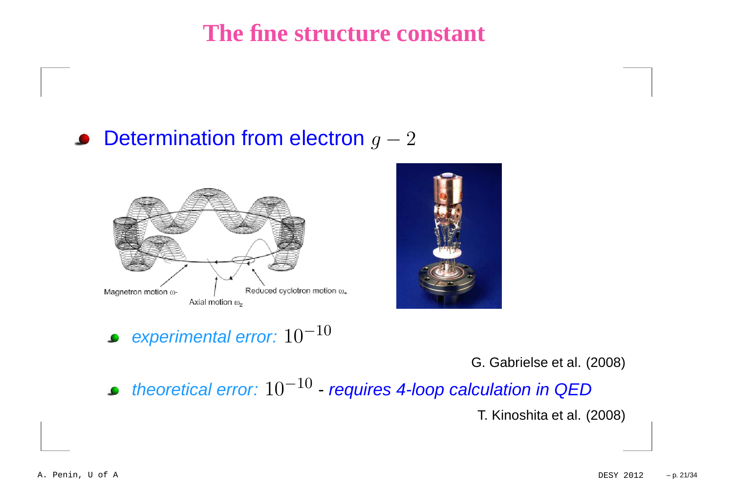# The fine structure constant

- Determination from electron $g - 2$

  - *experimental error:* $10^{-10}$

    G. Gabrielse et al. (2008)

  - *theoretical error:* $10^{-10}$ - *requires 4-loop calculation in QED*

    T. Kinoshita et al. (2008)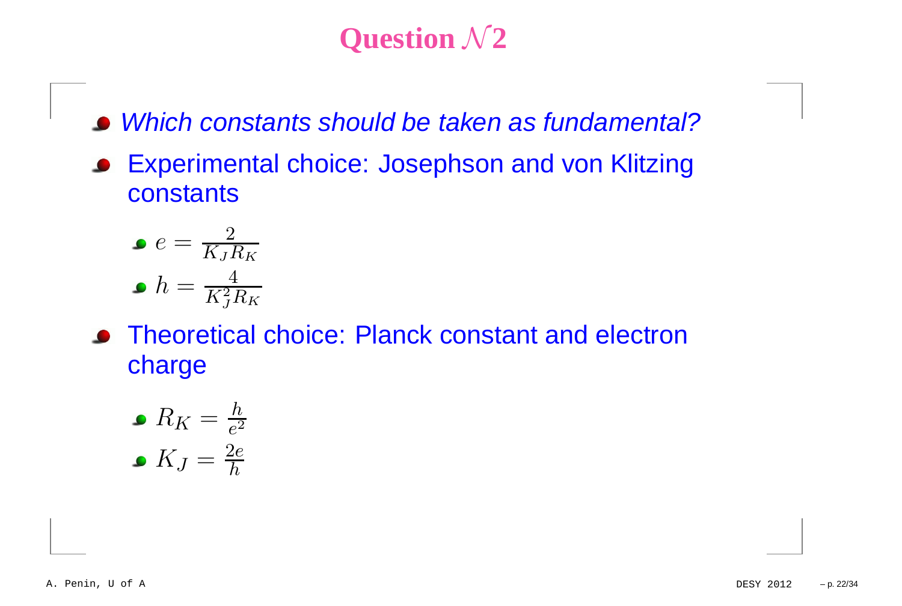# Question $\mathcal{N}$2

- *Which constants should be taken as fundamental?*
- Experimental choice: Josephson and von Klitzing constants
  - $e = \frac{2}{K_J R_K}$
  - $h = \frac{4}{K_J^2 R_K}$
- Theoretical choice: Planck constant and electron charge
  - $R_K = \frac{h}{e^2}$
  - $K_J = \frac{2e}{h}$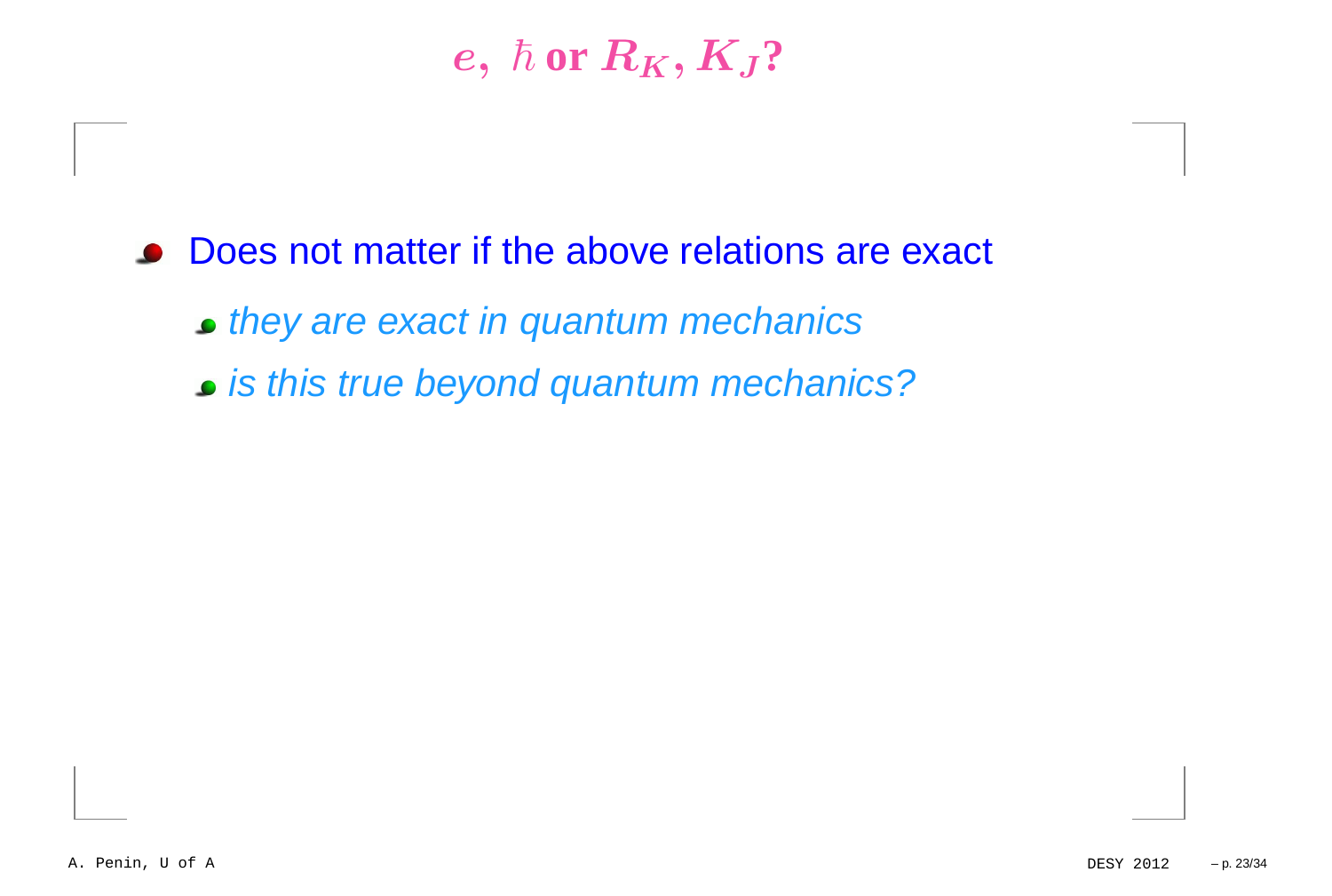# $e,\ \hbar$ or $R_K, K_J$?

- Does not matter if the above relations are exact
  - *they are exact in quantum mechanics*
  - *is this true beyond quantum mechanics?*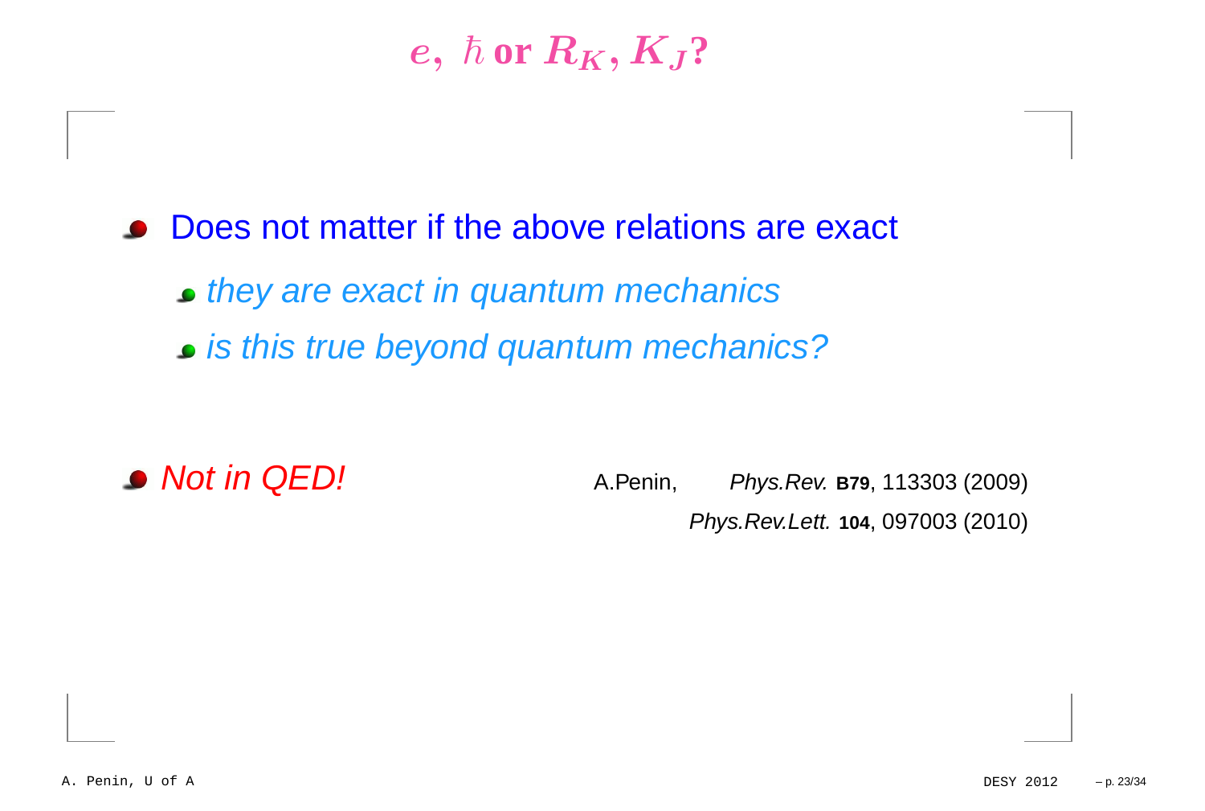# $e,\ \hbar$ or $R_K, K_J$?

- Does not matter if the above relations are exact
  - *they are exact in quantum mechanics*
  - *is this true beyond quantum mechanics?*

- *Not in QED!*

A.Penin, *Phys.Rev.* **B79**, 113303 (2009)

*Phys.Rev.Lett.* **104**, 097003 (2010)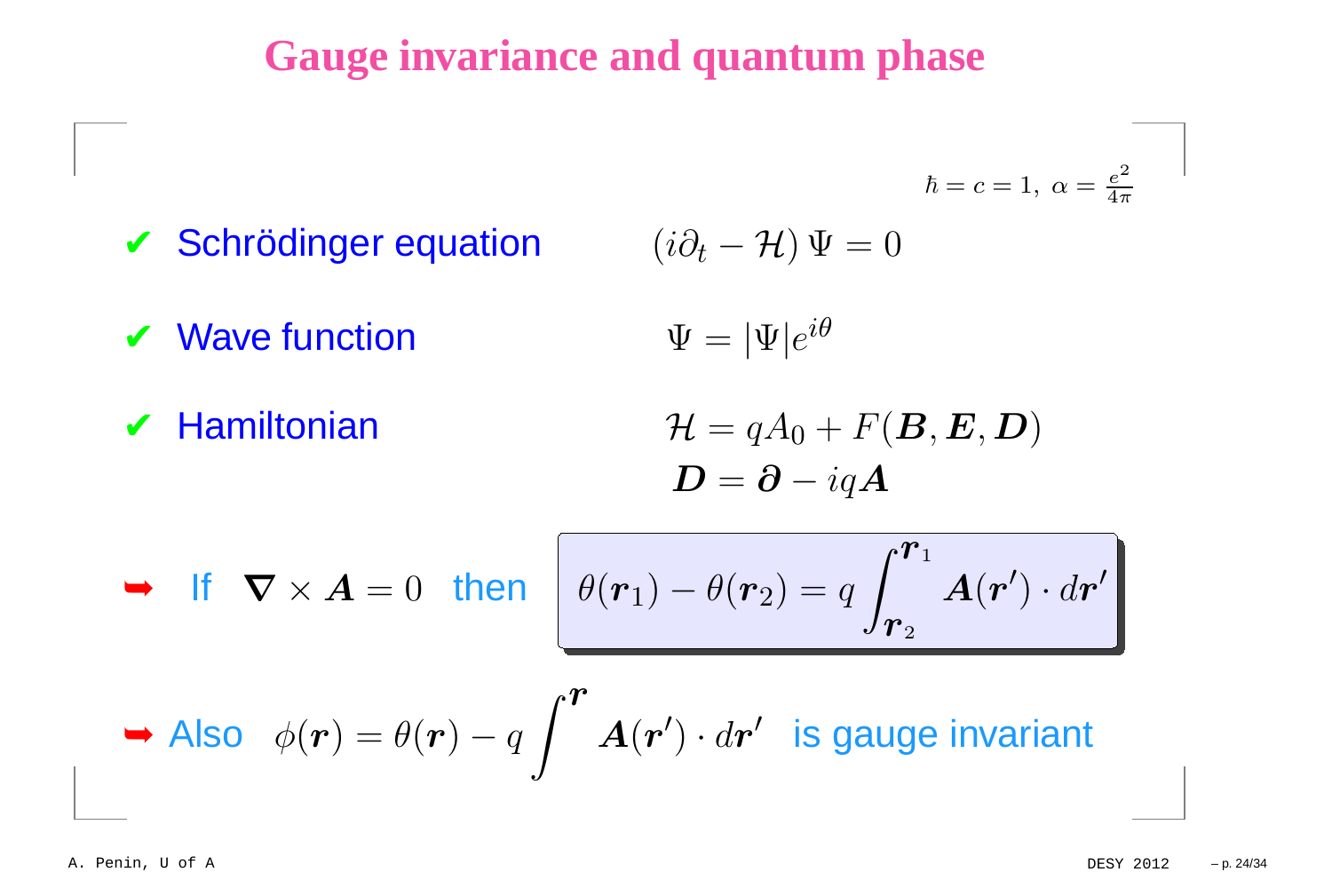# Gauge invariance and quantum phase

$\hbar = c = 1,\ \alpha = \frac{e^2}{4\pi}$

- ✔ Schrödinger equation $\quad (i\partial_t - \mathcal{H})\,\Psi = 0$
- ✔ Wave function $\quad \Psi = |\Psi| e^{i\theta}$
- ✔ Hamiltonian

$$\mathcal{H} = qA_0 + F(\boldsymbol{B}, \boldsymbol{E}, \boldsymbol{D})$$

$$\boldsymbol{D} = \boldsymbol{\partial} - iq\boldsymbol{A}$$

➥ If $\boldsymbol{\nabla} \times \boldsymbol{A} = 0$ then

$$\theta(\boldsymbol{r}_1) - \theta(\boldsymbol{r}_2) = q \int_{\boldsymbol{r}_2}^{\boldsymbol{r}_1} \boldsymbol{A}(\boldsymbol{r}') \cdot d\boldsymbol{r}'$$

➥ Also $\phi(\boldsymbol{r}) = \theta(\boldsymbol{r}) - q \int^{\boldsymbol{r}} \boldsymbol{A}(\boldsymbol{r}') \cdot d\boldsymbol{r}'$ is gauge invariant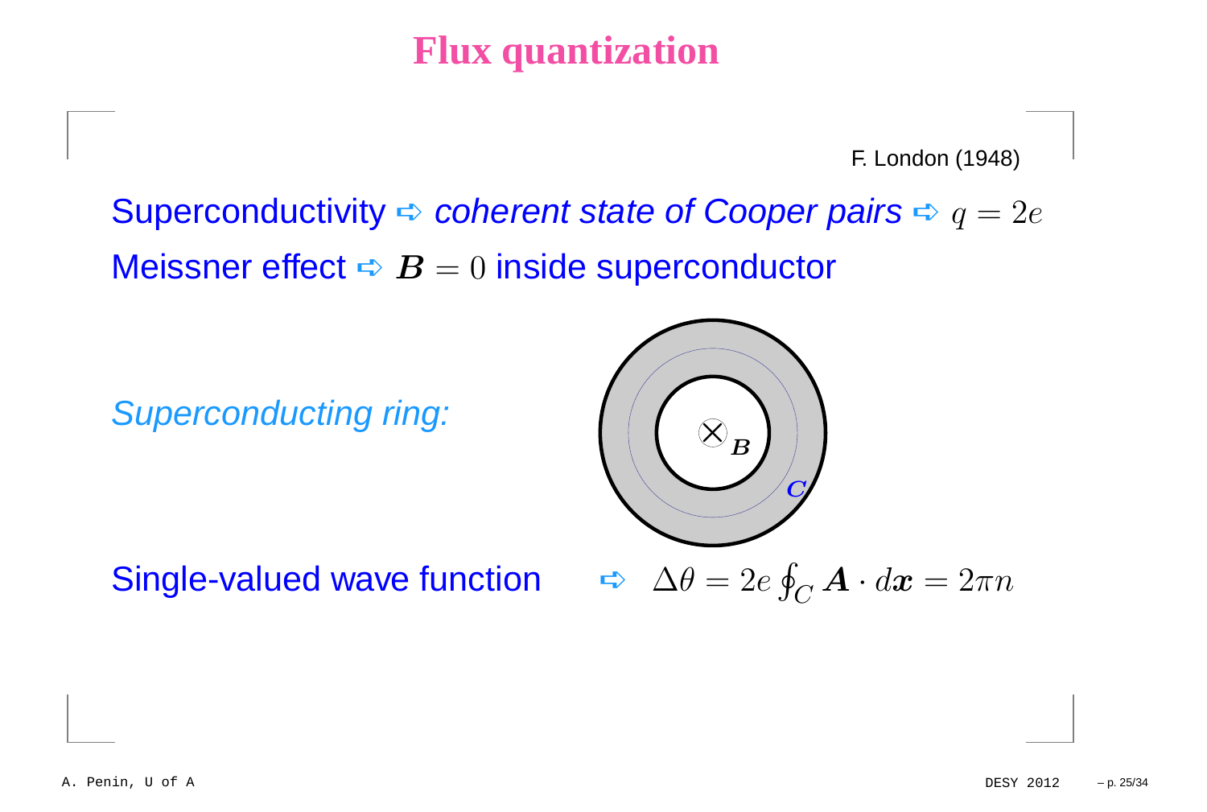# Flux quantization

F. London (1948)

Superconductivity ➩ *coherent state of Cooper pairs* ➩ $q = 2e$

Meissner effect ➩ $\boldsymbol{B} = 0$ inside superconductor

*Superconducting ring:*

Single-valued wave function ➩ $\Delta\theta = 2e \oint_C \boldsymbol{A} \cdot d\boldsymbol{x} = 2\pi n$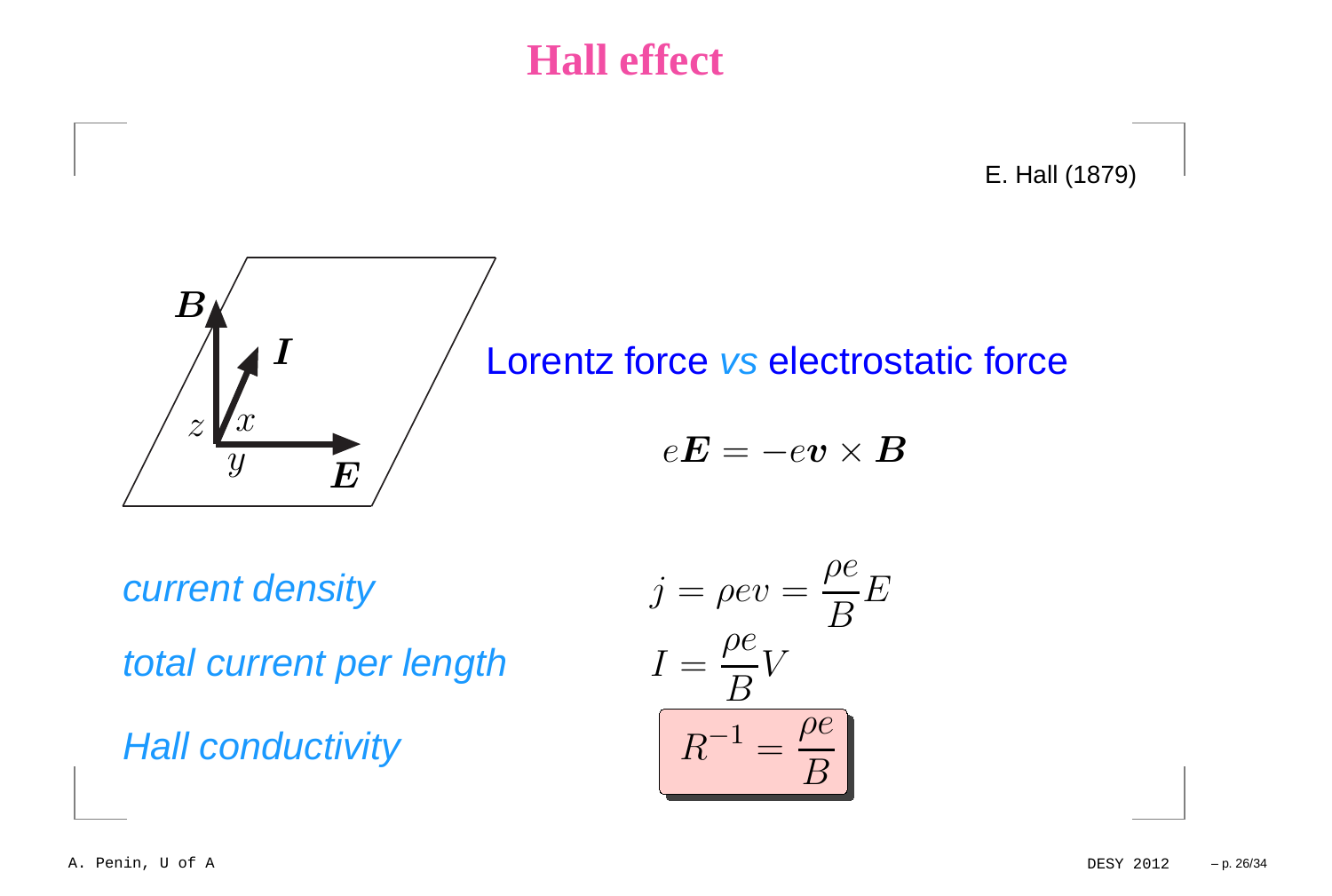# Hall effect

E. Hall (1879)

Lorentz force *vs* electrostatic force

$$e\boldsymbol{E} = -e\boldsymbol{v} \times \boldsymbol{B}$$

*current density* $\quad j = \rho e v = \dfrac{\rho e}{B} E$

*total current per length* $\quad I = \dfrac{\rho e}{B} V$

*Hall conductivity* $\quad \boxed{R^{-1} = \dfrac{\rho e}{B}}$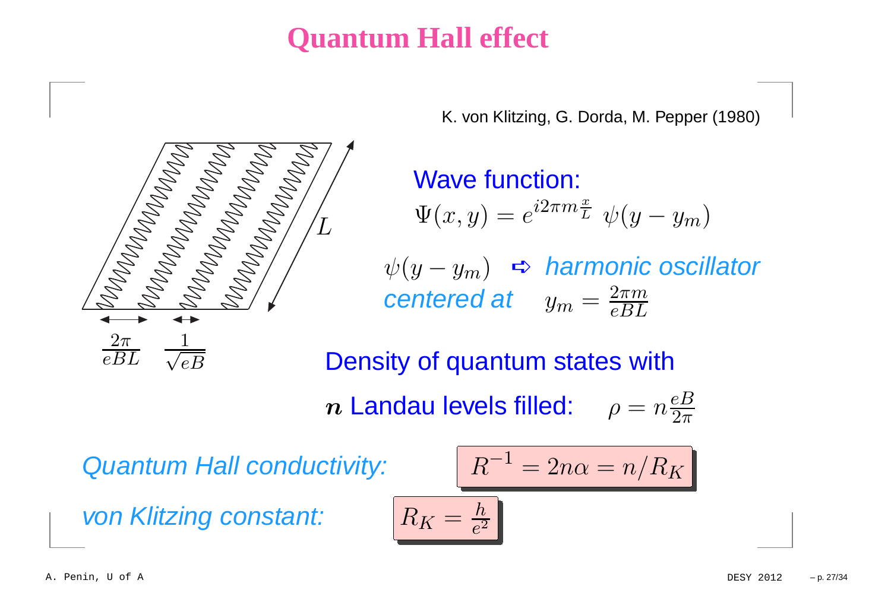# Quantum Hall effect

K. von Klitzing, G. Dorda, M. Pepper (1980)

$\frac{2\pi}{eBL}$ $\frac{1}{\sqrt{eB}}$ $L$

Wave function:

$$\Psi(x,y) = e^{i2\pi m\frac{x}{L}}\ \psi(y-y_m)$$

$\psi(y-y_m)$ ⇨ *harmonic oscillator centered at* $y_m = \frac{2\pi m}{eBL}$

Density of quantum states with

$\boldsymbol{n}$ Landau levels filled: $\rho = n\frac{eB}{2\pi}$

*Quantum Hall conductivity:*

$$R^{-1} = 2n\alpha = n/R_K$$

*von Klitzing constant:*

$$R_K = \frac{h}{e^2}$$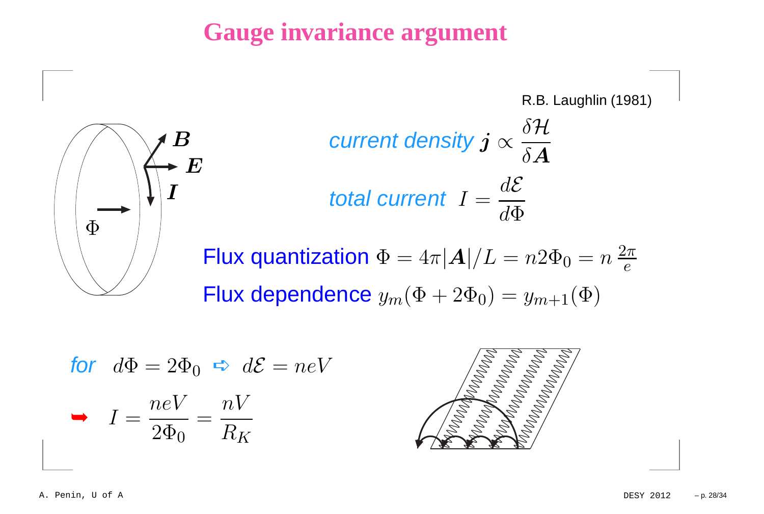# Gauge invariance argument

R.B. Laughlin (1981)

*current density* $\boldsymbol{j} \propto \frac{\delta \mathcal{H}}{\delta \boldsymbol{A}}$

*total current* $I = \frac{d\mathcal{E}}{d\Phi}$

Flux quantization $\Phi = 4\pi |\boldsymbol{A}|/L = n 2\Phi_0 = n\,\frac{2\pi}{e}$

Flux dependence $y_m(\Phi + 2\Phi_0) = y_{m+1}(\Phi)$

*for* $d\Phi = 2\Phi_0 \Rightarrow d\mathcal{E} = neV$

$$\Rightarrow \quad I = \frac{neV}{2\Phi_0} = \frac{nV}{R_K}$$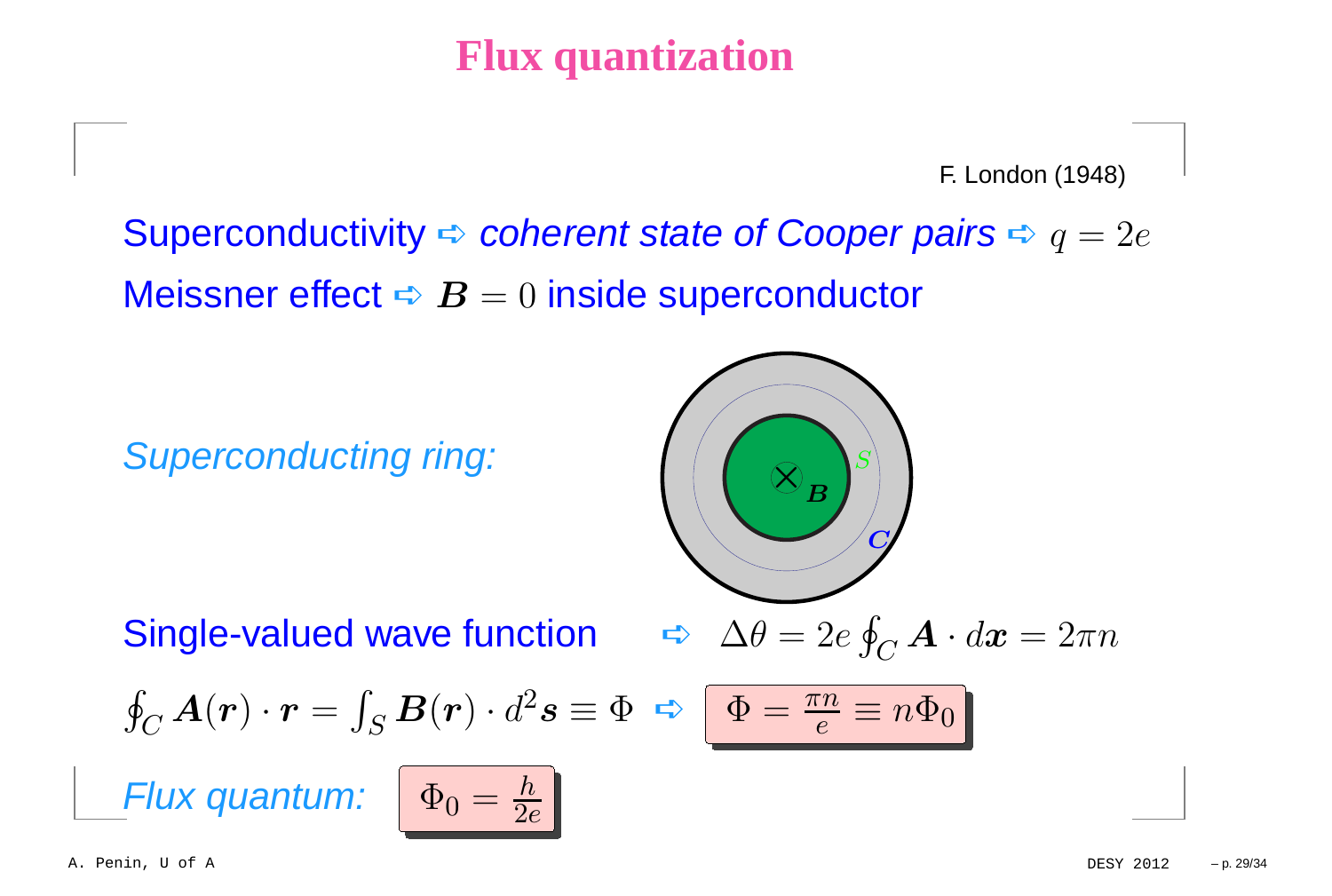# Flux quantization

F. London (1948)

Superconductivity ➪ *coherent state of Cooper pairs* ➪ $q = 2e$

Meissner effect ➪ $\boldsymbol{B} = 0$ inside superconductor

*Superconducting ring:*

Single-valued wave function ➪ $\Delta\theta = 2e \oint_C \boldsymbol{A} \cdot d\boldsymbol{x} = 2\pi n$

$\oint_C \boldsymbol{A}(\boldsymbol{r}) \cdot \boldsymbol{r} = \int_S \boldsymbol{B}(\boldsymbol{r}) \cdot d^2\boldsymbol{s} \equiv \Phi$ ➪ $\boxed{\Phi = \frac{\pi n}{e} \equiv n\Phi_0}$

*Flux quantum:* $\boxed{\Phi_0 = \frac{h}{2e}}$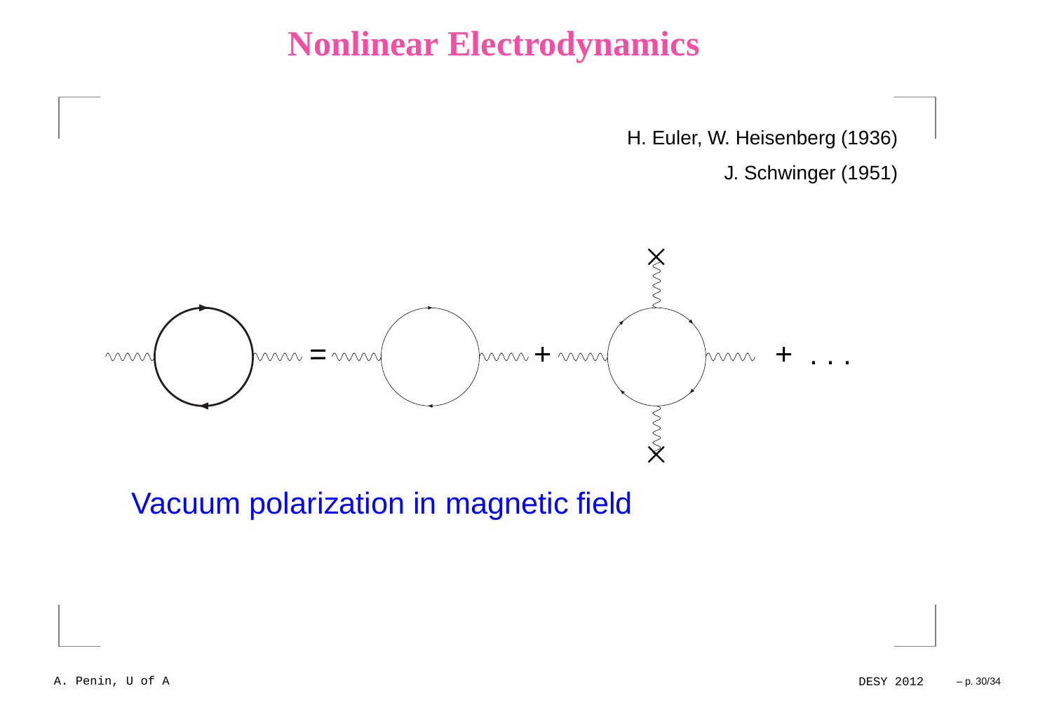# Nonlinear Electrodynamics

H. Euler, W. Heisenberg (1936)

J. Schwinger (1951)

Vacuum polarization in magnetic field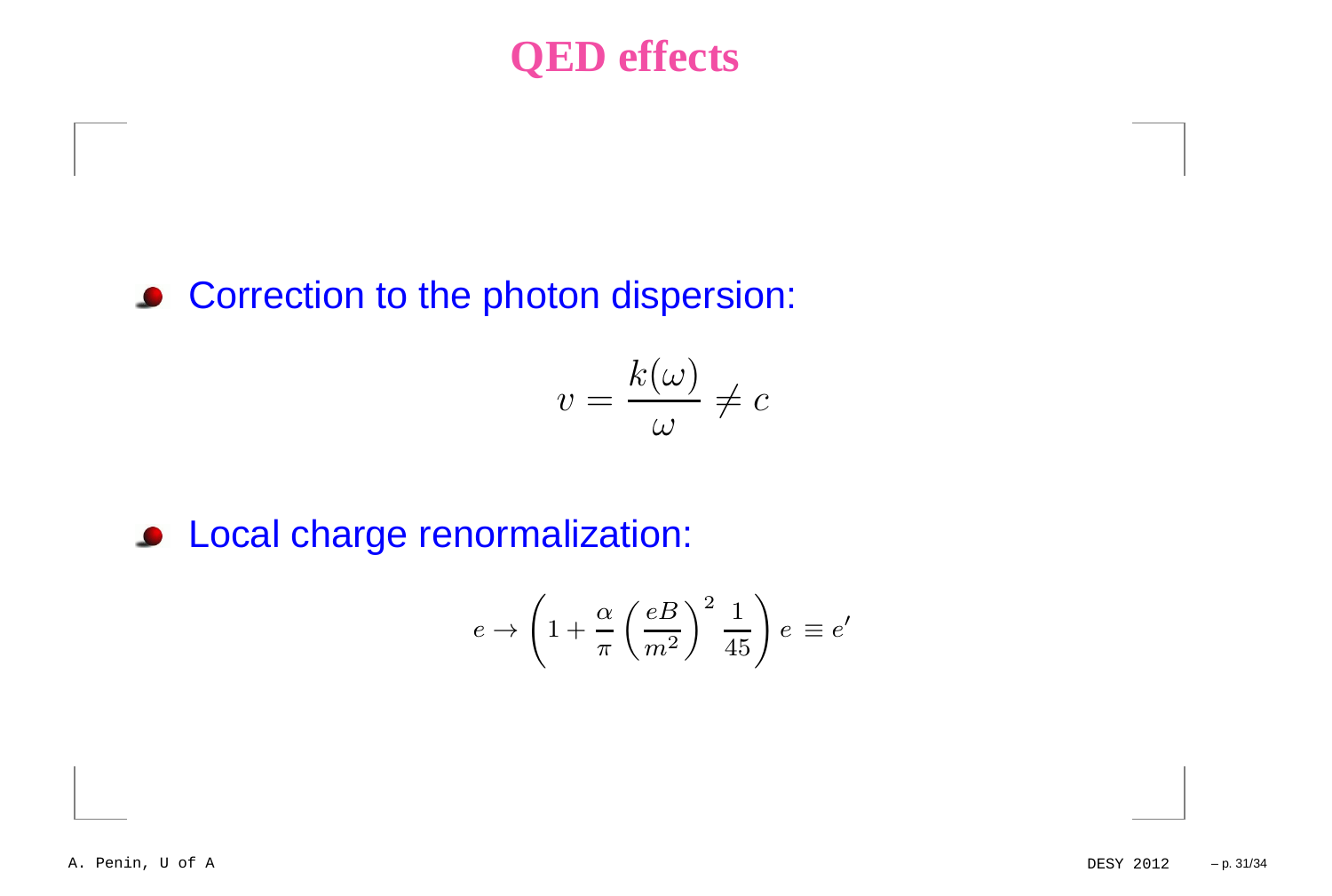# QED effects

- Correction to the photon dispersion:

$$v = \frac{k(\omega)}{\omega} \neq c$$

- Local charge renormalization:

$$e \to \left(1 + \frac{\alpha}{\pi}\left(\frac{eB}{m^2}\right)^2 \frac{1}{45}\right) e \equiv e'$$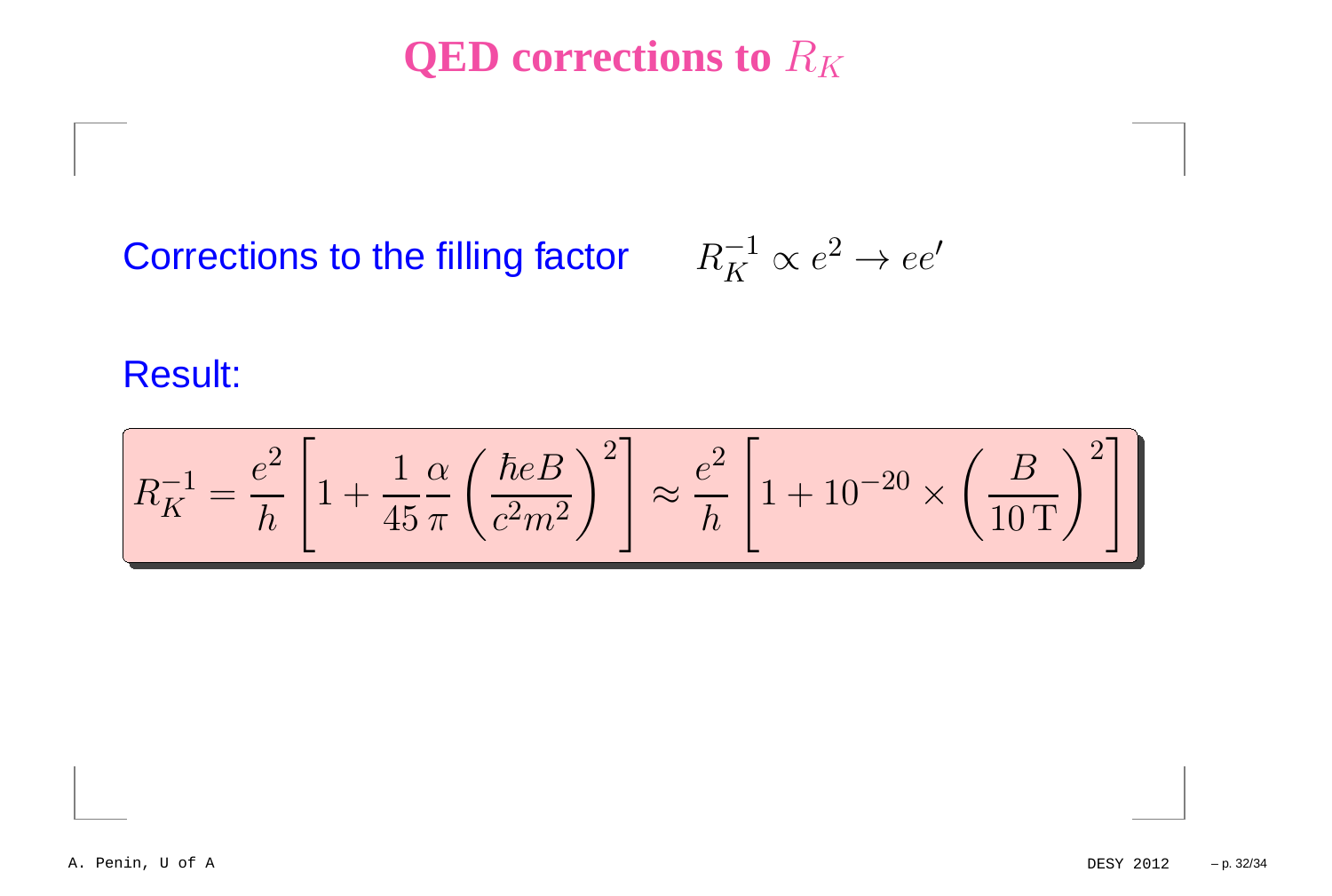# QED corrections to $R_K$

Corrections to the filling factor $\quad R_K^{-1} \propto e^2 \to ee'$

Result:

$$R_K^{-1} = \frac{e^2}{h}\left[1 + \frac{1}{45}\frac{\alpha}{\pi}\left(\frac{\hbar e B}{c^2 m^2}\right)^2\right] \approx \frac{e^2}{h}\left[1 + 10^{-20} \times \left(\frac{B}{10\,\mathrm{T}}\right)^2\right]$$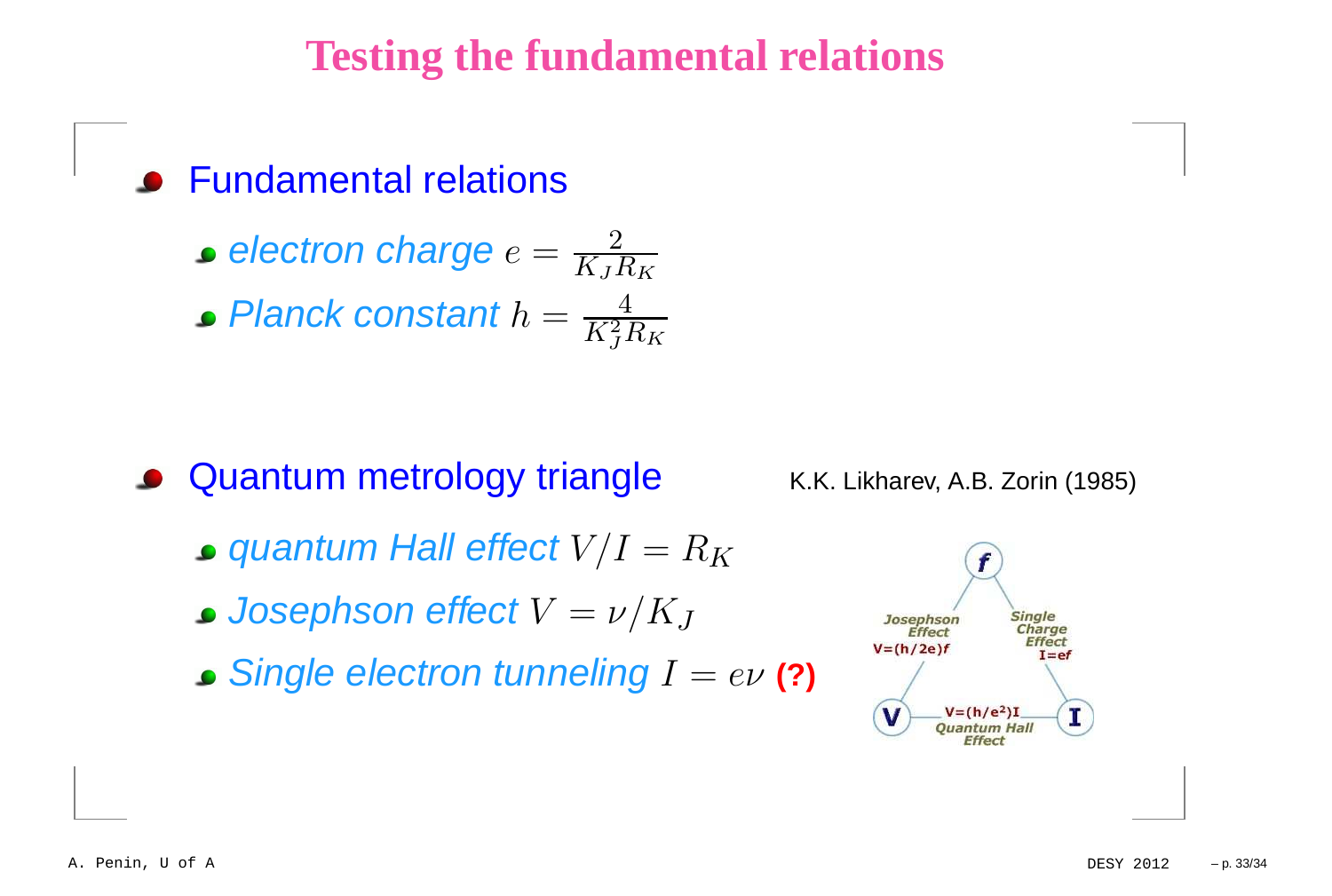# Testing the fundamental relations

- Fundamental relations
  - *electron charge* $e = \frac{2}{K_J R_K}$
  - *Planck constant* $h = \frac{4}{K_J^2 R_K}$

- Quantum metrology triangle    K.K. Likharev, A.B. Zorin (1985)
  - *quantum Hall effect* $V/I = R_K$
  - *Josephson effect* $V = \nu/K_J$
  - *Single electron tunneling* $I = e\nu$ **(?)**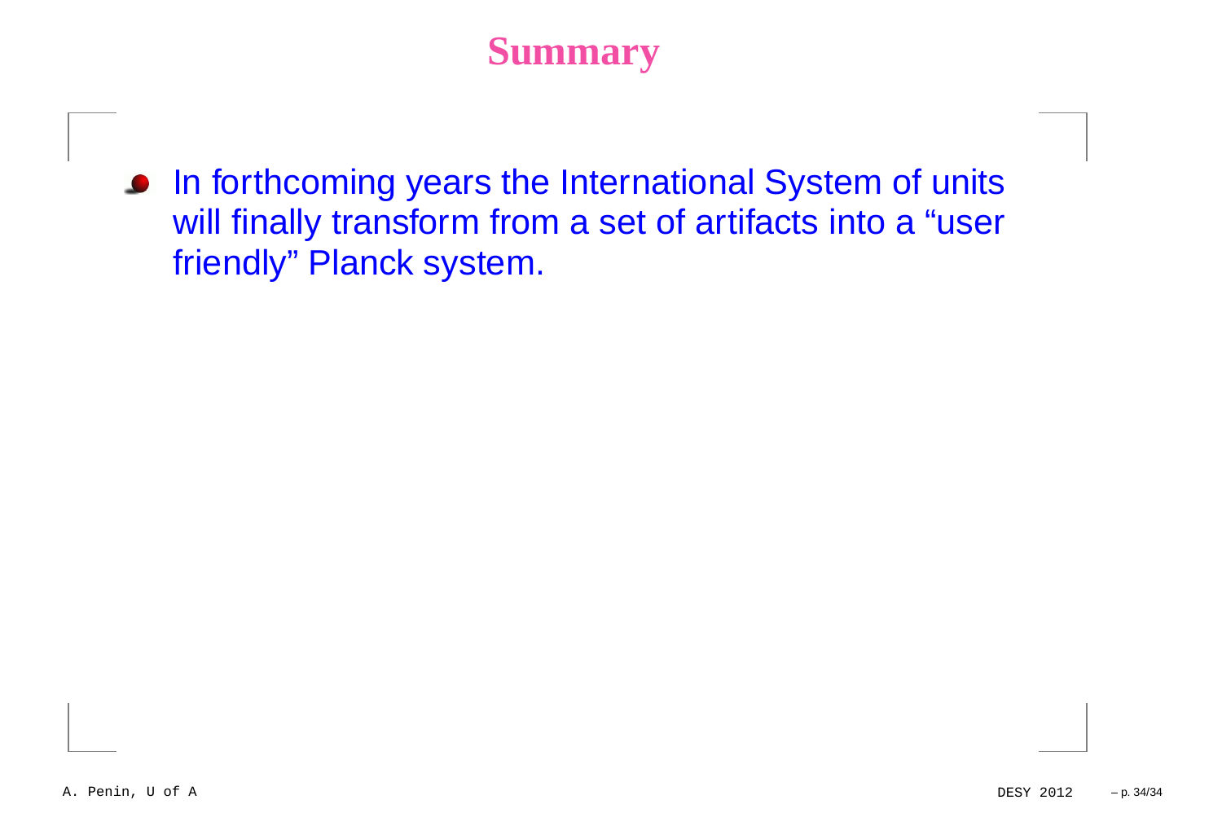# Summary

- In forthcoming years the International System of units will finally transform from a set of artifacts into a “user friendly” Planck system.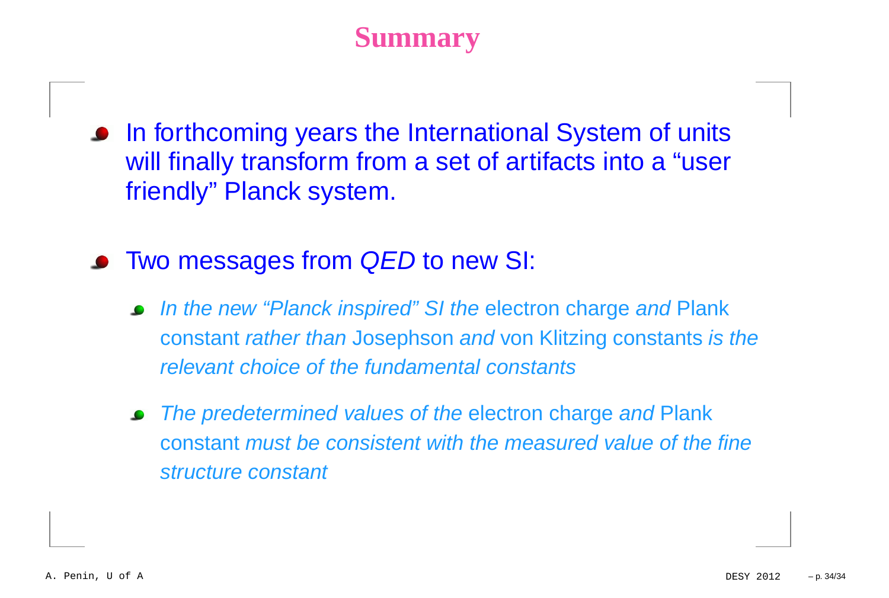# Summary

- In forthcoming years the International System of units will finally transform from a set of artifacts into a "user friendly" Planck system.

- Two messages from *QED* to new SI:
  - *In the new "Planck inspired" SI the* electron charge *and* Plank constant *rather than* Josephson *and* von Klitzing constants *is the relevant choice of the fundamental constants*
  - *The predetermined values of the* electron charge *and* Plank constant *must be consistent with the measured value of the fine structure constant*